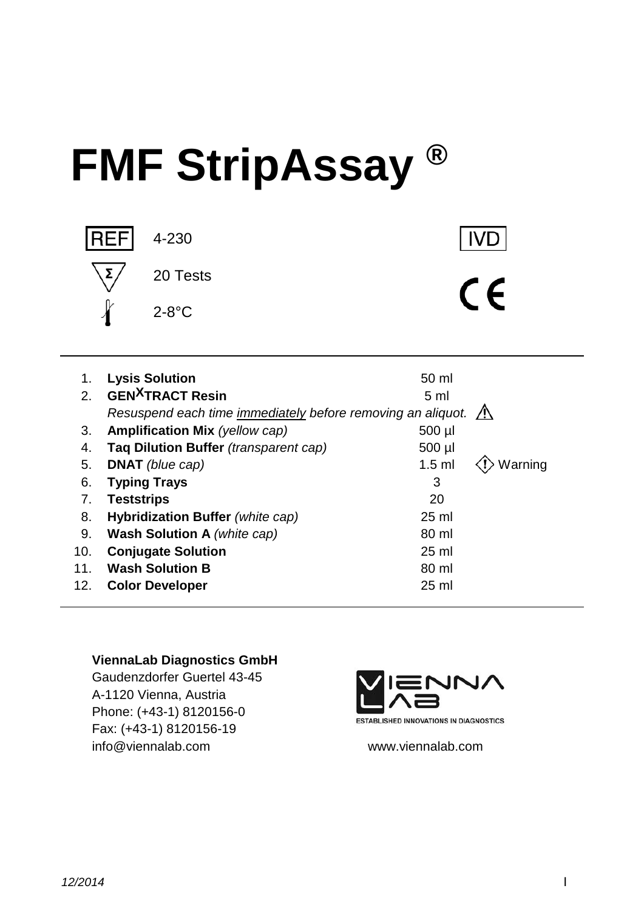# FMF StripAssay ®

REF 4-230

IVD

Σ 20 Tests

2-8°C

CE

| | | | |
|---|---|---|---|
| 1. | **Lysis Solution** | 50 ml | |
| 2. | **GEN$^{X}$TRACT Resin** | 5 ml | |
| | *Resuspend each time immediately before removing an aliquot.* | | ⚠ |
| 3. | **Amplification Mix** *(yellow cap)* | 500 µl | |
| 4. | **Taq Dilution Buffer** *(transparent cap)* | 500 µl | |
| 5. | **DNAT** *(blue cap)* | 1.5 ml | Warning |
| 6. | **Typing Trays** | 3 | |
| 7. | **Teststrips** | 20 | |
| 8. | **Hybridization Buffer** *(white cap)* | 25 ml | |
| 9. | **Wash Solution A** *(white cap)* | 80 ml | |
| 10. | **Conjugate Solution** | 25 ml | |
| 11. | **Wash Solution B** | 80 ml | |
| 12. | **Color Developer** | 25 ml | |

**ViennaLab Diagnostics GmbH**
Gaudenzdorfer Guertel 43-45
A-1120 Vienna, Austria
Phone: (+43-1) 8120156-0
Fax: (+43-1) 8120156-19
info@viennalab.com

VIENNA LAB
ESTABLISHED INNOVATIONS IN DIAGNOSTICS
www.viennalab.com

12/2014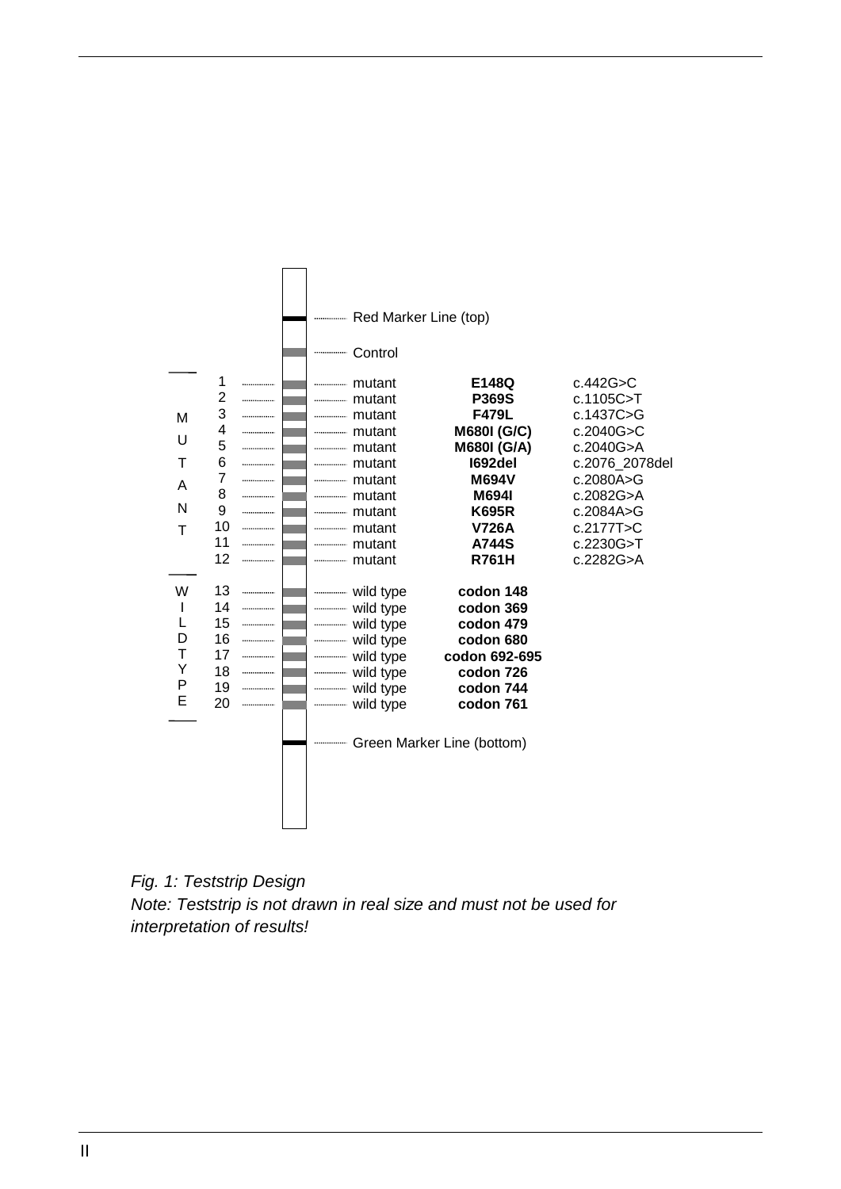| Line | | Type | Mutation / Codon | Nucleotide change |
|---|---|---|---|---|
| | | Red Marker Line (top) | | |
| | | Control | | |
| MUTANT | 1 | mutant | **E148Q** | c.442G>C |
| | 2 | mutant | **P369S** | c.1105C>T |
| | 3 | mutant | **F479L** | c.1437C>G |
| | 4 | mutant | **M680I (G/C)** | c.2040G>C |
| | 5 | mutant | **M680I (G/A)** | c.2040G>A |
| | 6 | mutant | **I692del** | c.2076_2078del |
| | 7 | mutant | **M694V** | c.2080A>G |
| | 8 | mutant | **M694I** | c.2082G>A |
| | 9 | mutant | **K695R** | c.2084A>G |
| | 10 | mutant | **V726A** | c.2177T>C |
| | 11 | mutant | **A744S** | c.2230G>T |
| | 12 | mutant | **R761H** | c.2282G>A |
| WILDTYPE | 13 | wild type | **codon 148** | |
| | 14 | wild type | **codon 369** | |
| | 15 | wild type | **codon 479** | |
| | 16 | wild type | **codon 680** | |
| | 17 | wild type | **codon 692-695** | |
| | 18 | wild type | **codon 726** | |
| | 19 | wild type | **codon 744** | |
| | 20 | wild type | **codon 761** | |
| | | Green Marker Line (bottom) | | |

*Fig. 1: Teststrip Design*

*Note: Teststrip is not drawn in real size and must not be used for interpretation of results!*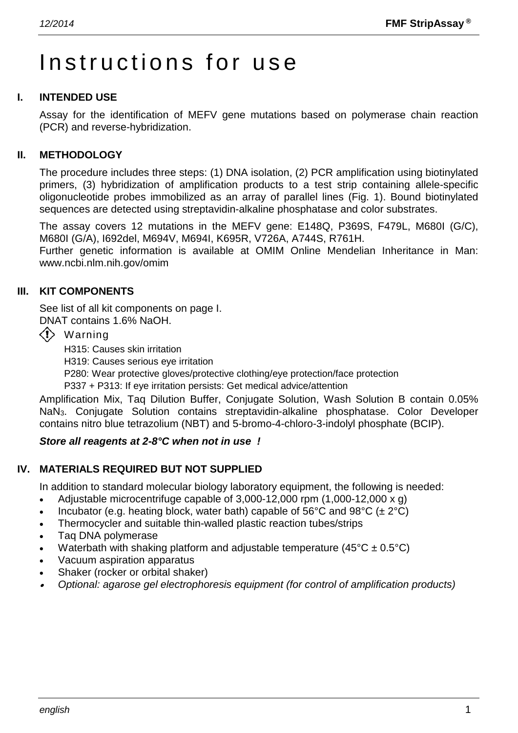# Instructions for use

## I. INTENDED USE

Assay for the identification of MEFV gene mutations based on polymerase chain reaction (PCR) and reverse-hybridization.

## II. METHODOLOGY

The procedure includes three steps: (1) DNA isolation, (2) PCR amplification using biotinylated primers, (3) hybridization of amplification products to a test strip containing allele-specific oligonucleotide probes immobilized as an array of parallel lines (Fig. 1). Bound biotinylated sequences are detected using streptavidin-alkaline phosphatase and color substrates.

The assay covers 12 mutations in the MEFV gene: E148Q, P369S, F479L, M680I (G/C), M680I (G/A), I692del, M694V, M694I, K695R, V726A, A744S, R761H.
Further genetic information is available at OMIM Online Mendelian Inheritance in Man: www.ncbi.nlm.nih.gov/omim

## III. KIT COMPONENTS

See list of all kit components on page I.
DNAT contains 1.6% NaOH.

Warning

H315: Causes skin irritation
H319: Causes serious eye irritation
P280: Wear protective gloves/protective clothing/eye protection/face protection
P337 + P313: If eye irritation persists: Get medical advice/attention

Amplification Mix, Taq Dilution Buffer, Conjugate Solution, Wash Solution B contain 0.05% $NaN_3$. Conjugate Solution contains streptavidin-alkaline phosphatase. Color Developer contains nitro blue tetrazolium (NBT) and 5-bromo-4-chloro-3-indolyl phosphate (BCIP).

***Store all reagents at 2-8°C when not in use !***

## IV. MATERIALS REQUIRED BUT NOT SUPPLIED

In addition to standard molecular biology laboratory equipment, the following is needed:

- Adjustable microcentrifuge capable of 3,000-12,000 rpm (1,000-12,000 x g)
- Incubator (e.g. heating block, water bath) capable of 56°C and 98°C (± 2°C)
- Thermocycler and suitable thin-walled plastic reaction tubes/strips
- Taq DNA polymerase
- Waterbath with shaking platform and adjustable temperature (45°C ± 0.5°C)
- Vacuum aspiration apparatus
- Shaker (rocker or orbital shaker)
- *Optional: agarose gel electrophoresis equipment (for control of amplification products)*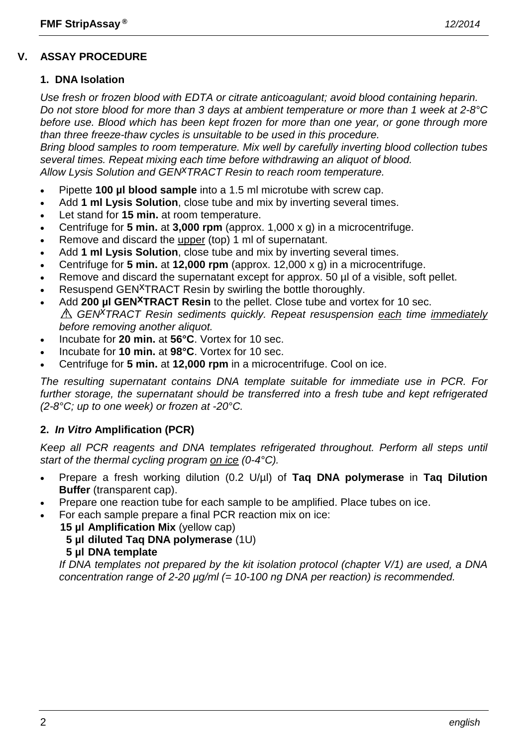## V. ASSAY PROCEDURE

### 1. DNA Isolation

*Use fresh or frozen blood with EDTA or citrate anticoagulant; avoid blood containing heparin. Do not store blood for more than 3 days at ambient temperature or more than 1 week at 2-8°C before use. Blood which has been kept frozen for more than one year, or gone through more than three freeze-thaw cycles is unsuitable to be used in this procedure.*
*Bring blood samples to room temperature. Mix well by carefully inverting blood collection tubes several times. Repeat mixing each time before withdrawing an aliquot of blood.*
*Allow Lysis Solution and GEN^X^TRACT Resin to reach room temperature.*

- Pipette **100 µl blood sample** into a 1.5 ml microtube with screw cap.
- Add **1 ml Lysis Solution**, close tube and mix by inverting several times.
- Let stand for **15 min.** at room temperature.
- Centrifuge for **5 min.** at **3,000 rpm** (approx. 1,000 x g) in a microcentrifuge.
- Remove and discard the upper (top) 1 ml of supernatant.
- Add **1 ml Lysis Solution**, close tube and mix by inverting several times.
- Centrifuge for **5 min.** at **12,000 rpm** (approx. 12,000 x g) in a microcentrifuge.
- Remove and discard the supernatant except for approx. 50 µl of a visible, soft pellet.
- Resuspend GEN^X^TRACT Resin by swirling the bottle thoroughly.
- Add **200 µl GEN^X^TRACT Resin** to the pellet. Close tube and vortex for 10 sec.
  ⚠ *GEN^X^TRACT Resin sediments quickly. Repeat resuspension each time immediately before removing another aliquot.*
- Incubate for **20 min.** at **56°C**. Vortex for 10 sec.
- Incubate for **10 min.** at **98°C**. Vortex for 10 sec.
- Centrifuge for **5 min.** at **12,000 rpm** in a microcentrifuge. Cool on ice.

*The resulting supernatant contains DNA template suitable for immediate use in PCR. For further storage, the supernatant should be transferred into a fresh tube and kept refrigerated (2-8°C; up to one week) or frozen at -20°C.*

### 2. *In Vitro* Amplification (PCR)

*Keep all PCR reagents and DNA templates refrigerated throughout. Perform all steps until start of the thermal cycling program on ice (0-4°C).*

- Prepare a fresh working dilution (0.2 U/µl) of **Taq DNA polymerase** in **Taq Dilution Buffer** (transparent cap).
- Prepare one reaction tube for each sample to be amplified. Place tubes on ice.
- For each sample prepare a final PCR reaction mix on ice:
  **15 µl Amplification Mix** (yellow cap)
  **5 µl diluted Taq DNA polymerase** (1U)
  **5 µl DNA template**
  *If DNA templates not prepared by the kit isolation protocol (chapter V/1) are used, a DNA concentration range of 2-20 µg/ml (= 10-100 ng DNA per reaction) is recommended.*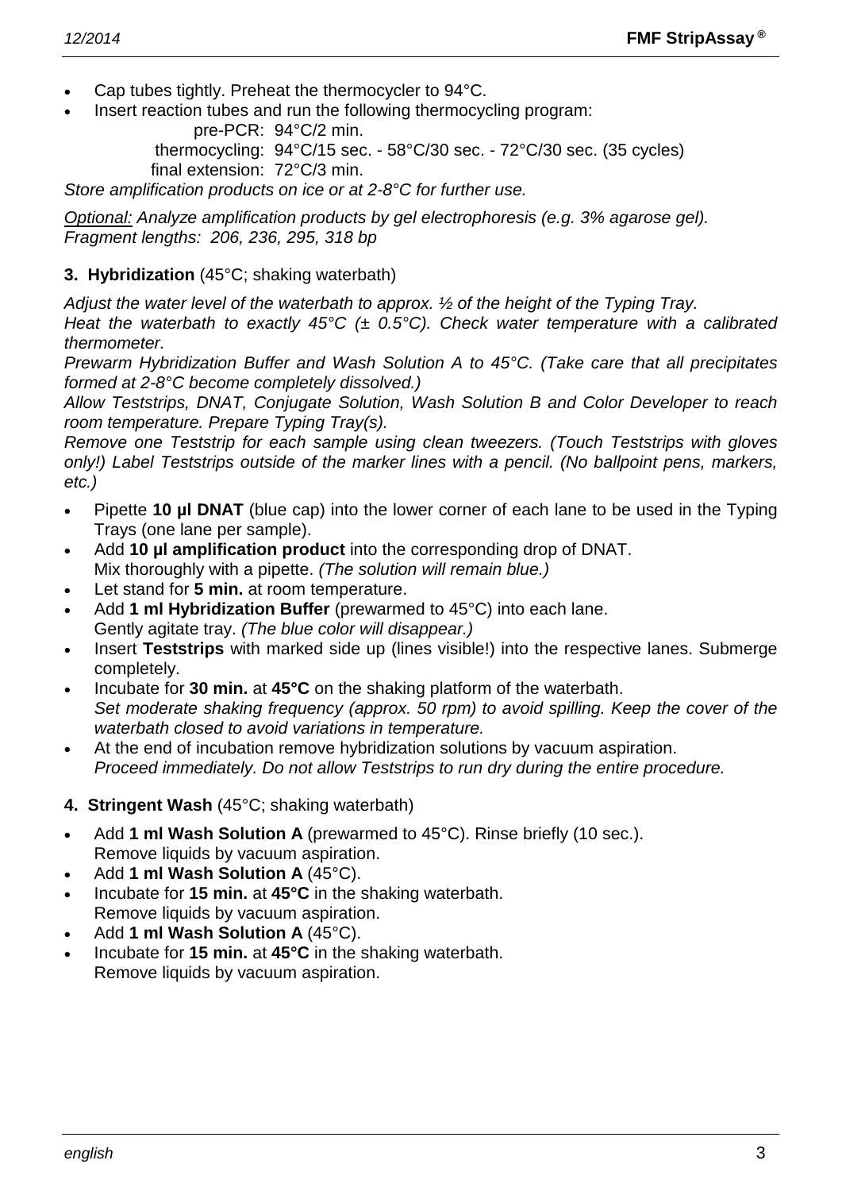- Cap tubes tightly. Preheat the thermocycler to 94°C.
- Insert reaction tubes and run the following thermocycling program:

  pre-PCR: 94°C/2 min.
  thermocycling: 94°C/15 sec. - 58°C/30 sec. - 72°C/30 sec. (35 cycles)
  final extension: 72°C/3 min.

*Store amplification products on ice or at 2-8°C for further use.*

*Optional: Analyze amplification products by gel electrophoresis (e.g. 3% agarose gel). Fragment lengths: 206, 236, 295, 318 bp*

**3. Hybridization** (45°C; shaking waterbath)

*Adjust the water level of the waterbath to approx. ½ of the height of the Typing Tray.*
*Heat the waterbath to exactly 45°C (± 0.5°C). Check water temperature with a calibrated thermometer.*
*Prewarm Hybridization Buffer and Wash Solution A to 45°C. (Take care that all precipitates formed at 2-8°C become completely dissolved.)*
*Allow Teststrips, DNAT, Conjugate Solution, Wash Solution B and Color Developer to reach room temperature. Prepare Typing Tray(s).*
*Remove one Teststrip for each sample using clean tweezers. (Touch Teststrips with gloves only!) Label Teststrips outside of the marker lines with a pencil. (No ballpoint pens, markers, etc.)*

- Pipette **10 µl DNAT** (blue cap) into the lower corner of each lane to be used in the Typing Trays (one lane per sample).
- Add **10 µl amplification product** into the corresponding drop of DNAT. Mix thoroughly with a pipette. *(The solution will remain blue.)*
- Let stand for **5 min.** at room temperature.
- Add **1 ml Hybridization Buffer** (prewarmed to 45°C) into each lane. Gently agitate tray. *(The blue color will disappear.)*
- Insert **Teststrips** with marked side up (lines visible!) into the respective lanes. Submerge completely.
- Incubate for **30 min.** at **45°C** on the shaking platform of the waterbath. *Set moderate shaking frequency (approx. 50 rpm) to avoid spilling. Keep the cover of the waterbath closed to avoid variations in temperature.*
- At the end of incubation remove hybridization solutions by vacuum aspiration. *Proceed immediately. Do not allow Teststrips to run dry during the entire procedure.*

**4. Stringent Wash** (45°C; shaking waterbath)

- Add **1 ml Wash Solution A** (prewarmed to 45°C). Rinse briefly (10 sec.). Remove liquids by vacuum aspiration.
- Add **1 ml Wash Solution A** (45°C).
- Incubate for **15 min.** at **45°C** in the shaking waterbath. Remove liquids by vacuum aspiration.
- Add **1 ml Wash Solution A** (45°C).
- Incubate for **15 min.** at **45°C** in the shaking waterbath. Remove liquids by vacuum aspiration.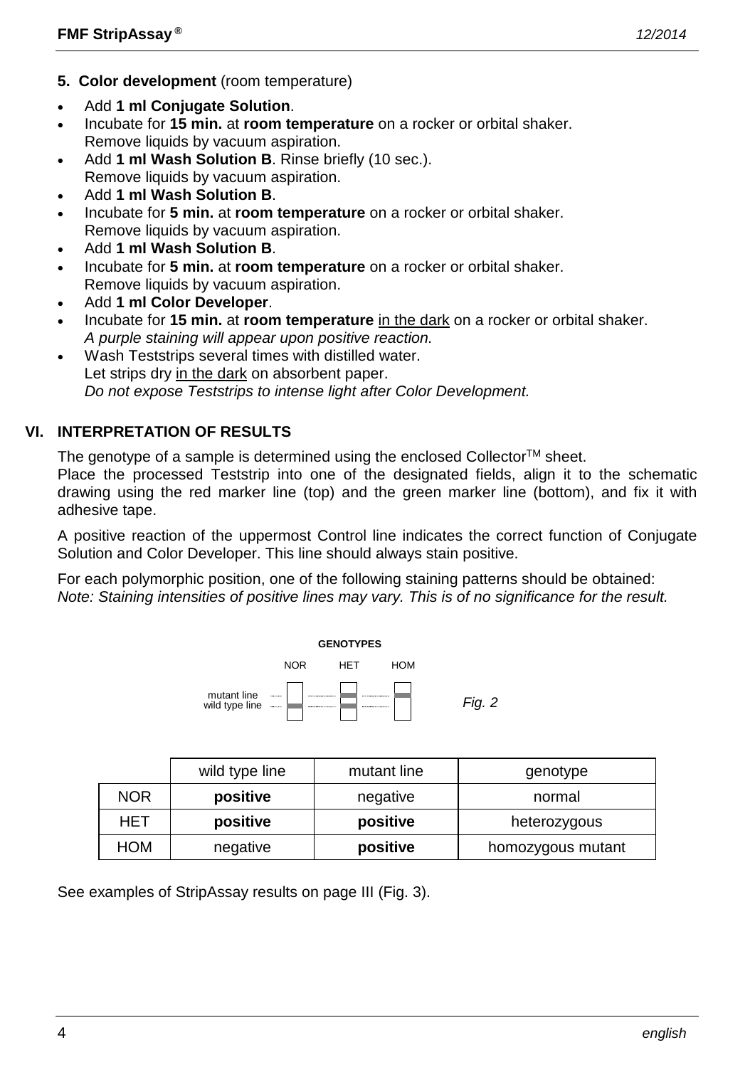**5. Color development** (room temperature)

- Add **1 ml Conjugate Solution**.
- Incubate for **15 min.** at **room temperature** on a rocker or orbital shaker.
  Remove liquids by vacuum aspiration.
- Add **1 ml Wash Solution B**. Rinse briefly (10 sec.).
  Remove liquids by vacuum aspiration.
- Add **1 ml Wash Solution B**.
- Incubate for **5 min.** at **room temperature** on a rocker or orbital shaker.
  Remove liquids by vacuum aspiration.
- Add **1 ml Wash Solution B**.
- Incubate for **5 min.** at **room temperature** on a rocker or orbital shaker.
  Remove liquids by vacuum aspiration.
- Add **1 ml Color Developer**.
- Incubate for **15 min.** at **room temperature** in the dark on a rocker or orbital shaker.
  *A purple staining will appear upon positive reaction.*
- Wash Teststrips several times with distilled water.
  Let strips dry in the dark on absorbent paper.
  *Do not expose Teststrips to intense light after Color Development.*

## VI. INTERPRETATION OF RESULTS

The genotype of a sample is determined using the enclosed Collector™ sheet.
Place the processed Teststrip into one of the designated fields, align it to the schematic drawing using the red marker line (top) and the green marker line (bottom), and fix it with adhesive tape.

A positive reaction of the uppermost Control line indicates the correct function of Conjugate Solution and Color Developer. This line should always stain positive.

For each polymorphic position, one of the following staining patterns should be obtained:
*Note: Staining intensities of positive lines may vary. This is of no significance for the result.*

**GENOTYPES**

| | NOR | HET | HOM |
|---|---|---|---|
| mutant line | | ■ | ■ |
| wild type line | ■ | ■ | |

*Fig. 2*

| | wild type line | mutant line | genotype |
|---|---|---|---|
| NOR | **positive** | negative | normal |
| HET | **positive** | **positive** | heterozygous |
| HOM | negative | **positive** | homozygous mutant |

See examples of StripAssay results on page III (Fig. 3).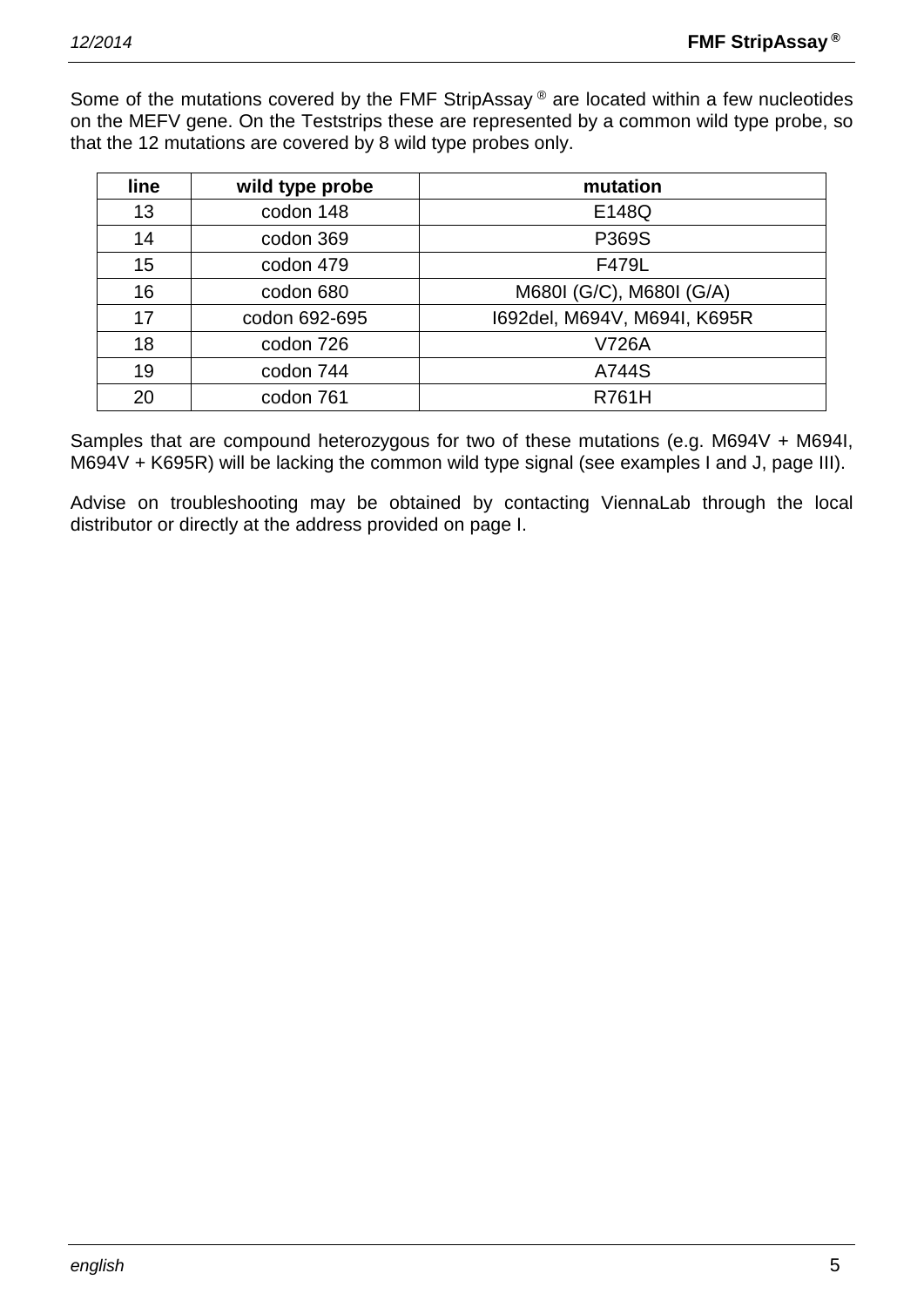Some of the mutations covered by the FMF StripAssay® are located within a few nucleotides on the MEFV gene. On the Teststrips these are represented by a common wild type probe, so that the 12 mutations are covered by 8 wild type probes only.

| line | wild type probe | mutation |
| --- | --- | --- |
| 13 | codon 148 | E148Q |
| 14 | codon 369 | P369S |
| 15 | codon 479 | F479L |
| 16 | codon 680 | M680I (G/C), M680I (G/A) |
| 17 | codon 692-695 | I692del, M694V, M694I, K695R |
| 18 | codon 726 | V726A |
| 19 | codon 744 | A744S |
| 20 | codon 761 | R761H |

Samples that are compound heterozygous for two of these mutations (e.g. M694V + M694I, M694V + K695R) will be lacking the common wild type signal (see examples I and J, page III).

Advise on troubleshooting may be obtained by contacting ViennaLab through the local distributor or directly at the address provided on page I.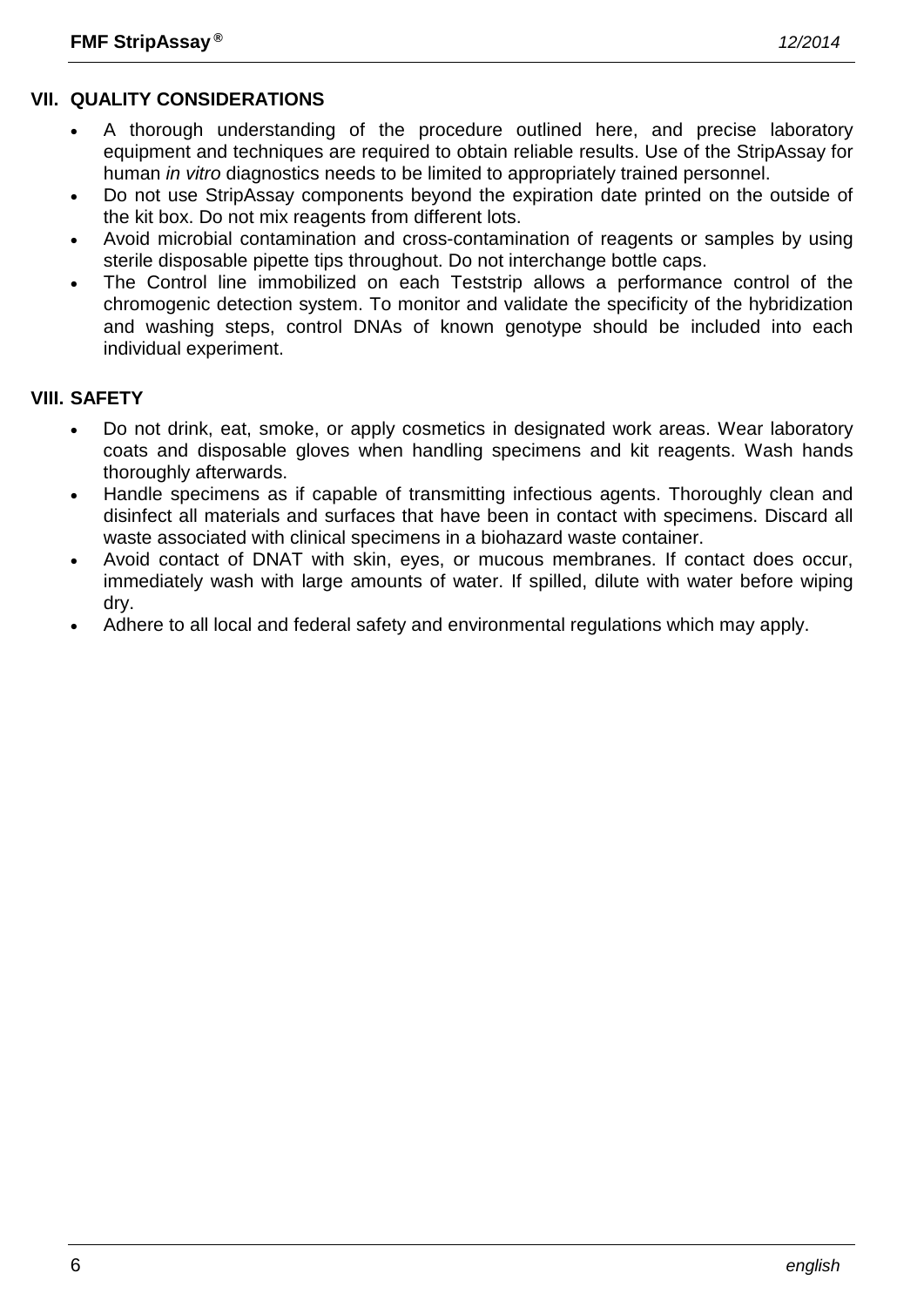## VII. QUALITY CONSIDERATIONS

- A thorough understanding of the procedure outlined here, and precise laboratory equipment and techniques are required to obtain reliable results. Use of the StripAssay for human *in vitro* diagnostics needs to be limited to appropriately trained personnel.
- Do not use StripAssay components beyond the expiration date printed on the outside of the kit box. Do not mix reagents from different lots.
- Avoid microbial contamination and cross-contamination of reagents or samples by using sterile disposable pipette tips throughout. Do not interchange bottle caps.
- The Control line immobilized on each Teststrip allows a performance control of the chromogenic detection system. To monitor and validate the specificity of the hybridization and washing steps, control DNAs of known genotype should be included into each individual experiment.

## VIII. SAFETY

- Do not drink, eat, smoke, or apply cosmetics in designated work areas. Wear laboratory coats and disposable gloves when handling specimens and kit reagents. Wash hands thoroughly afterwards.
- Handle specimens as if capable of transmitting infectious agents. Thoroughly clean and disinfect all materials and surfaces that have been in contact with specimens. Discard all waste associated with clinical specimens in a biohazard waste container.
- Avoid contact of DNAT with skin, eyes, or mucous membranes. If contact does occur, immediately wash with large amounts of water. If spilled, dilute with water before wiping dry.
- Adhere to all local and federal safety and environmental regulations which may apply.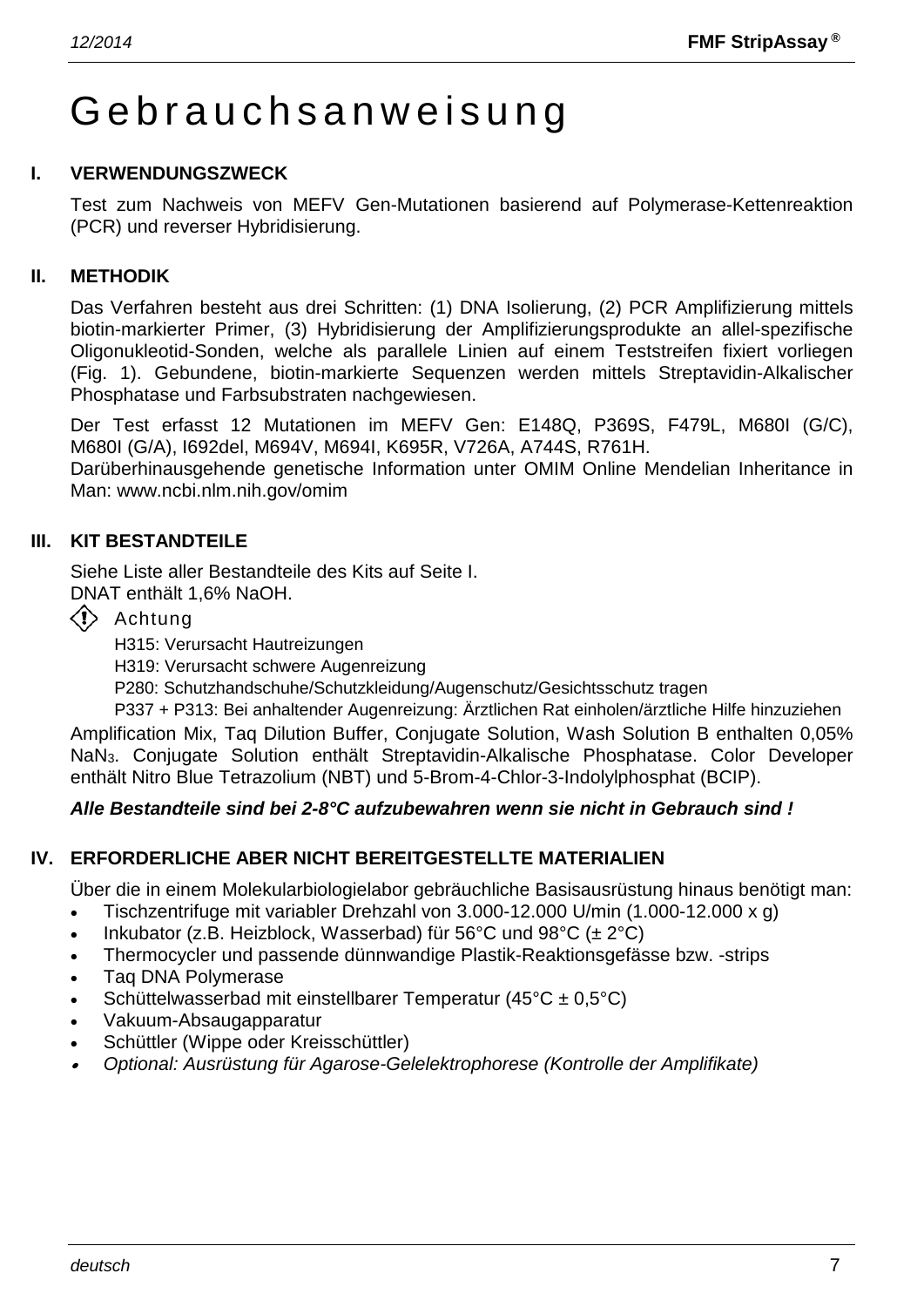# Gebrauchsanweisung

## I. VERWENDUNGSZWECK

Test zum Nachweis von MEFV Gen-Mutationen basierend auf Polymerase-Kettenreaktion (PCR) und reverser Hybridisierung.

## II. METHODIK

Das Verfahren besteht aus drei Schritten: (1) DNA Isolierung, (2) PCR Amplifizierung mittels biotin-markierter Primer, (3) Hybridisierung der Amplifizierungsprodukte an allel-spezifische Oligonukleotid-Sonden, welche als parallele Linien auf einem Teststreifen fixiert vorliegen (Fig. 1). Gebundene, biotin-markierte Sequenzen werden mittels Streptavidin-Alkalischer Phosphatase und Farbsubstraten nachgewiesen.

Der Test erfasst 12 Mutationen im MEFV Gen: E148Q, P369S, F479L, M680I (G/C), M680I (G/A), I692del, M694V, M694I, K695R, V726A, A744S, R761H.
Darüberhinausgehende genetische Information unter OMIM Online Mendelian Inheritance in Man: www.ncbi.nlm.nih.gov/omim

## III. KIT BESTANDTEILE

Siehe Liste aller Bestandteile des Kits auf Seite I.
DNAT enthält 1,6% NaOH.

Achtung

H315: Verursacht Hautreizungen
H319: Verursacht schwere Augenreizung
P280: Schutzhandschuhe/Schutzkleidung/Augenschutz/Gesichtsschutz tragen
P337 + P313: Bei anhaltender Augenreizung: Ärztlichen Rat einholen/ärztliche Hilfe hinzuziehen

Amplification Mix, Taq Dilution Buffer, Conjugate Solution, Wash Solution B enthalten 0,05% $NaN_3$. Conjugate Solution enthält Streptavidin-Alkalische Phosphatase. Color Developer enthält Nitro Blue Tetrazolium (NBT) und 5-Brom-4-Chlor-3-Indolylphosphat (BCIP).

***Alle Bestandteile sind bei 2-8°C aufzubewahren wenn sie nicht in Gebrauch sind !***

## IV. ERFORDERLICHE ABER NICHT BEREITGESTELLTE MATERIALIEN

Über die in einem Molekularbiologielabor gebräuchliche Basisausrüstung hinaus benötigt man:

- Tischzentrifuge mit variabler Drehzahl von 3.000-12.000 U/min (1.000-12.000 x g)
- Inkubator (z.B. Heizblock, Wasserbad) für 56°C und 98°C (± 2°C)
- Thermocycler und passende dünnwandige Plastik-Reaktionsgefässe bzw. -strips
- Taq DNA Polymerase
- Schüttelwasserbad mit einstellbarer Temperatur (45°C ± 0,5°C)
- Vakuum-Absaugapparatur
- Schüttler (Wippe oder Kreisschüttler)
- *Optional: Ausrüstung für Agarose-Gelelektrophorese (Kontrolle der Amplifikate)*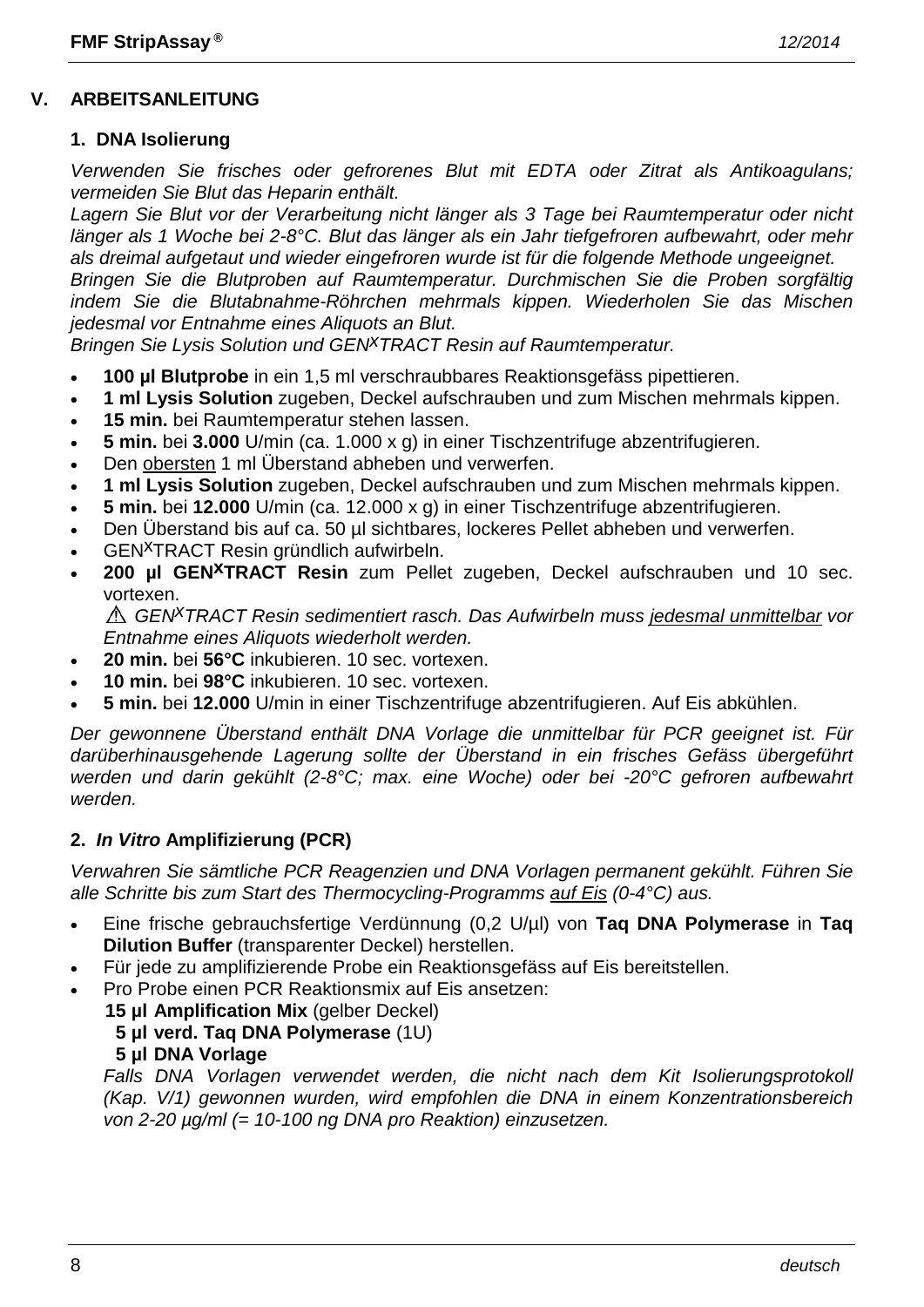## V. ARBEITSANLEITUNG

### 1. DNA Isolierung

*Verwenden Sie frisches oder gefrorenes Blut mit EDTA oder Zitrat als Antikoagulans; vermeiden Sie Blut das Heparin enthält.*
*Lagern Sie Blut vor der Verarbeitung nicht länger als 3 Tage bei Raumtemperatur oder nicht länger als 1 Woche bei 2-8°C. Blut das länger als ein Jahr tiefgefroren aufbewahrt, oder mehr als dreimal aufgetaut und wieder eingefroren wurde ist für die folgende Methode ungeeignet.*
*Bringen Sie die Blutproben auf Raumtemperatur. Durchmischen Sie die Proben sorgfältig indem Sie die Blutabnahme-Röhrchen mehrmals kippen. Wiederholen Sie das Mischen jedesmal vor Entnahme eines Aliquots an Blut.*
*Bringen Sie Lysis Solution und GEN$^X$TRACT Resin auf Raumtemperatur.*

- **100 µl Blutprobe** in ein 1,5 ml verschraubbares Reaktionsgefäss pipettieren.
- **1 ml Lysis Solution** zugeben, Deckel aufschrauben und zum Mischen mehrmals kippen.
- **15 min.** bei Raumtemperatur stehen lassen.
- **5 min.** bei **3.000** U/min (ca. 1.000 x g) in einer Tischzentrifuge abzentrifugieren.
- Den obersten 1 ml Überstand abheben und verwerfen.
- **1 ml Lysis Solution** zugeben, Deckel aufschrauben und zum Mischen mehrmals kippen.
- **5 min.** bei **12.000** U/min (ca. 12.000 x g) in einer Tischzentrifuge abzentrifugieren.
- Den Überstand bis auf ca. 50 µl sichtbares, lockeres Pellet abheben und verwerfen.
- GEN$^X$TRACT Resin gründlich aufwirbeln.
- **200 µl GEN$^X$TRACT Resin** zum Pellet zugeben, Deckel aufschrauben und 10 sec. vortexen.
  ⚠ *GEN$^X$TRACT Resin sedimentiert rasch. Das Aufwirbeln muss jedesmal unmittelbar vor Entnahme eines Aliquots wiederholt werden.*
- **20 min.** bei **56°C** inkubieren. 10 sec. vortexen.
- **10 min.** bei **98°C** inkubieren. 10 sec. vortexen.
- **5 min.** bei **12.000** U/min in einer Tischzentrifuge abzentrifugieren. Auf Eis abkühlen.

*Der gewonnene Überstand enthält DNA Vorlage die unmittelbar für PCR geeignet ist. Für darüberhinausgehende Lagerung sollte der Überstand in ein frisches Gefäss übergeführt werden und darin gekühlt (2-8°C; max. eine Woche) oder bei -20°C gefroren aufbewahrt werden.*

### 2. *In Vitro* Amplifizierung (PCR)

*Verwahren Sie sämtliche PCR Reagenzien und DNA Vorlagen permanent gekühlt. Führen Sie alle Schritte bis zum Start des Thermocycling-Programms auf Eis (0-4°C) aus.*

- Eine frische gebrauchsfertige Verdünnung (0,2 U/µl) von **Taq DNA Polymerase** in **Taq Dilution Buffer** (transparenter Deckel) herstellen.
- Für jede zu amplifizierende Probe ein Reaktionsgefäss auf Eis bereitstellen.
- Pro Probe einen PCR Reaktionsmix auf Eis ansetzen:
  **15 µl Amplification Mix** (gelber Deckel)
  **5 µl verd. Taq DNA Polymerase** (1U)
  **5 µl DNA Vorlage**
  *Falls DNA Vorlagen verwendet werden, die nicht nach dem Kit Isolierungsprotokoll (Kap. V/1) gewonnen wurden, wird empfohlen die DNA in einem Konzentrationsbereich von 2-20 µg/ml (= 10-100 ng DNA pro Reaktion) einzusetzen.*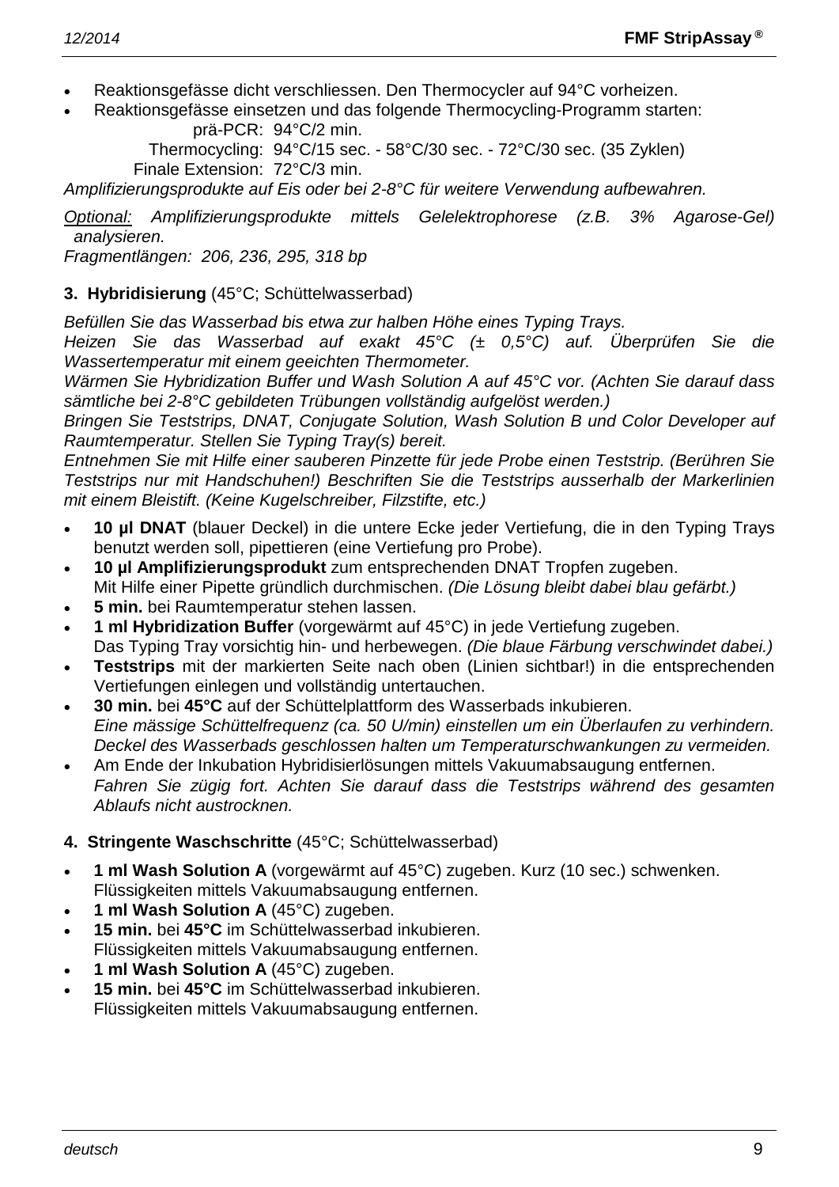- Reaktionsgefässe dicht verschliessen. Den Thermocycler auf 94°C vorheizen.
- Reaktionsgefässe einsetzen und das folgende Thermocycling-Programm starten:

  prä-PCR: 94°C/2 min.
  Thermocycling: 94°C/15 sec. - 58°C/30 sec. - 72°C/30 sec. (35 Zyklen)
  Finale Extension: 72°C/3 min.

*Amplifizierungsprodukte auf Eis oder bei 2-8°C für weitere Verwendung aufbewahren.*

*Optional: Amplifizierungsprodukte mittels Gelelektrophorese (z.B. 3% Agarose-Gel) analysieren.*
*Fragmentlängen: 206, 236, 295, 318 bp*

**3. Hybridisierung** (45°C; Schüttelwasserbad)

*Befüllen Sie das Wasserbad bis etwa zur halben Höhe eines Typing Trays.*
*Heizen Sie das Wasserbad auf exakt 45°C (± 0,5°C) auf. Überprüfen Sie die Wassertemperatur mit einem geeichten Thermometer.*
*Wärmen Sie Hybridization Buffer und Wash Solution A auf 45°C vor. (Achten Sie darauf dass sämtliche bei 2-8°C gebildeten Trübungen vollständig aufgelöst werden.)*
*Bringen Sie Teststrips, DNAT, Conjugate Solution, Wash Solution B und Color Developer auf Raumtemperatur. Stellen Sie Typing Tray(s) bereit.*
*Entnehmen Sie mit Hilfe einer sauberen Pinzette für jede Probe einen Teststrip. (Berühren Sie Teststrips nur mit Handschuhen!) Beschriften Sie die Teststrips ausserhalb der Markerlinien mit einem Bleistift. (Keine Kugelschreiber, Filzstifte, etc.)*

- **10 µl DNAT** (blauer Deckel) in die untere Ecke jeder Vertiefung, die in den Typing Trays benutzt werden soll, pipettieren (eine Vertiefung pro Probe).
- **10 µl Amplifizierungsprodukt** zum entsprechenden DNAT Tropfen zugeben.
  Mit Hilfe einer Pipette gründlich durchmischen. *(Die Lösung bleibt dabei blau gefärbt.)*
- **5 min.** bei Raumtemperatur stehen lassen.
- **1 ml Hybridization Buffer** (vorgewärmt auf 45°C) in jede Vertiefung zugeben.
  Das Typing Tray vorsichtig hin- und herbewegen. *(Die blaue Färbung verschwindet dabei.)*
- **Teststrips** mit der markierten Seite nach oben (Linien sichtbar!) in die entsprechenden Vertiefungen einlegen und vollständig untertauchen.
- **30 min.** bei **45°C** auf der Schüttelplattform des Wasserbads inkubieren.
  *Eine mässige Schüttelfrequenz (ca. 50 U/min) einstellen um ein Überlaufen zu verhindern. Deckel des Wasserbads geschlossen halten um Temperaturschwankungen zu vermeiden.*
- Am Ende der Inkubation Hybridisierlösungen mittels Vakuumabsaugung entfernen.
  *Fahren Sie zügig fort. Achten Sie darauf dass die Teststrips während des gesamten Ablaufs nicht austrocknen.*

**4. Stringente Waschschritte** (45°C; Schüttelwasserbad)

- **1 ml Wash Solution A** (vorgewärmt auf 45°C) zugeben. Kurz (10 sec.) schwenken.
  Flüssigkeiten mittels Vakuumabsaugung entfernen.
- **1 ml Wash Solution A** (45°C) zugeben.
- **15 min.** bei **45°C** im Schüttelwasserbad inkubieren.
  Flüssigkeiten mittels Vakuumabsaugung entfernen.
- **1 ml Wash Solution A** (45°C) zugeben.
- **15 min.** bei **45°C** im Schüttelwasserbad inkubieren.
  Flüssigkeiten mittels Vakuumabsaugung entfernen.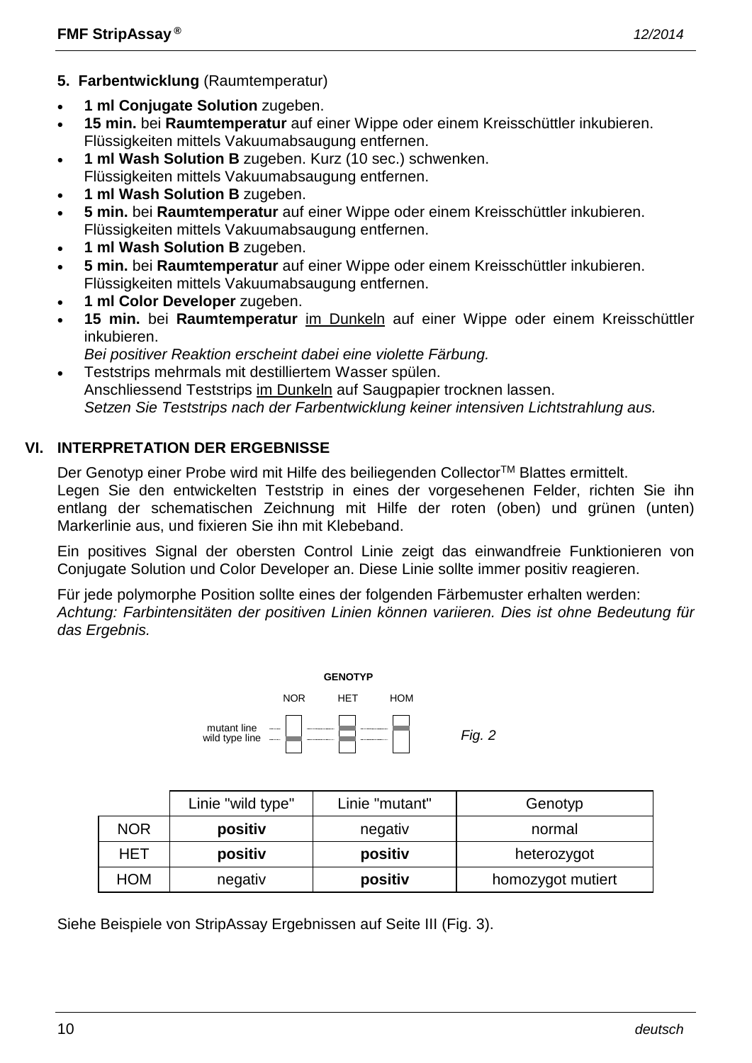**5. Farbentwicklung** (Raumtemperatur)

- **1 ml Conjugate Solution** zugeben.
- **15 min.** bei **Raumtemperatur** auf einer Wippe oder einem Kreisschüttler inkubieren. Flüssigkeiten mittels Vakuumabsaugung entfernen.
- **1 ml Wash Solution B** zugeben. Kurz (10 sec.) schwenken. Flüssigkeiten mittels Vakuumabsaugung entfernen.
- **1 ml Wash Solution B** zugeben.
- **5 min.** bei **Raumtemperatur** auf einer Wippe oder einem Kreisschüttler inkubieren. Flüssigkeiten mittels Vakuumabsaugung entfernen.
- **1 ml Wash Solution B** zugeben.
- **5 min.** bei **Raumtemperatur** auf einer Wippe oder einem Kreisschüttler inkubieren. Flüssigkeiten mittels Vakuumabsaugung entfernen.
- **1 ml Color Developer** zugeben.
- **15 min.** bei **Raumtemperatur** im Dunkeln auf einer Wippe oder einem Kreisschüttler inkubieren.
  *Bei positiver Reaktion erscheint dabei eine violette Färbung.*
- Teststrips mehrmals mit destilliertem Wasser spülen.
  Anschliessend Teststrips im Dunkeln auf Saugpapier trocknen lassen.
  *Setzen Sie Teststrips nach der Farbentwicklung keiner intensiven Lichtstrahlung aus.*

## VI. INTERPRETATION DER ERGEBNISSE

Der Genotyp einer Probe wird mit Hilfe des beiliegenden Collector™ Blattes ermittelt.
Legen Sie den entwickelten Teststrip in eines der vorgesehenen Felder, richten Sie ihn entlang der schematischen Zeichnung mit Hilfe der roten (oben) und grünen (unten) Markerlinie aus, und fixieren Sie ihn mit Klebeband.

Ein positives Signal der obersten Control Linie zeigt das einwandfreie Funktionieren von Conjugate Solution und Color Developer an. Diese Linie sollte immer positiv reagieren.

Für jede polymorphe Position sollte eines der folgenden Färbemuster erhalten werden:
*Achtung: Farbintensitäten der positiven Linien können variieren. Dies ist ohne Bedeutung für das Ergebnis.*

GENOTYP: NOR, HET, HOM — mutant line / wild type line

*Fig. 2*

| | Linie "wild type" | Linie "mutant" | Genotyp |
|---|---|---|---|
| NOR | **positiv** | negativ | normal |
| HET | **positiv** | **positiv** | heterozygot |
| HOM | negativ | **positiv** | homozygot mutiert |

Siehe Beispiele von StripAssay Ergebnissen auf Seite III (Fig. 3).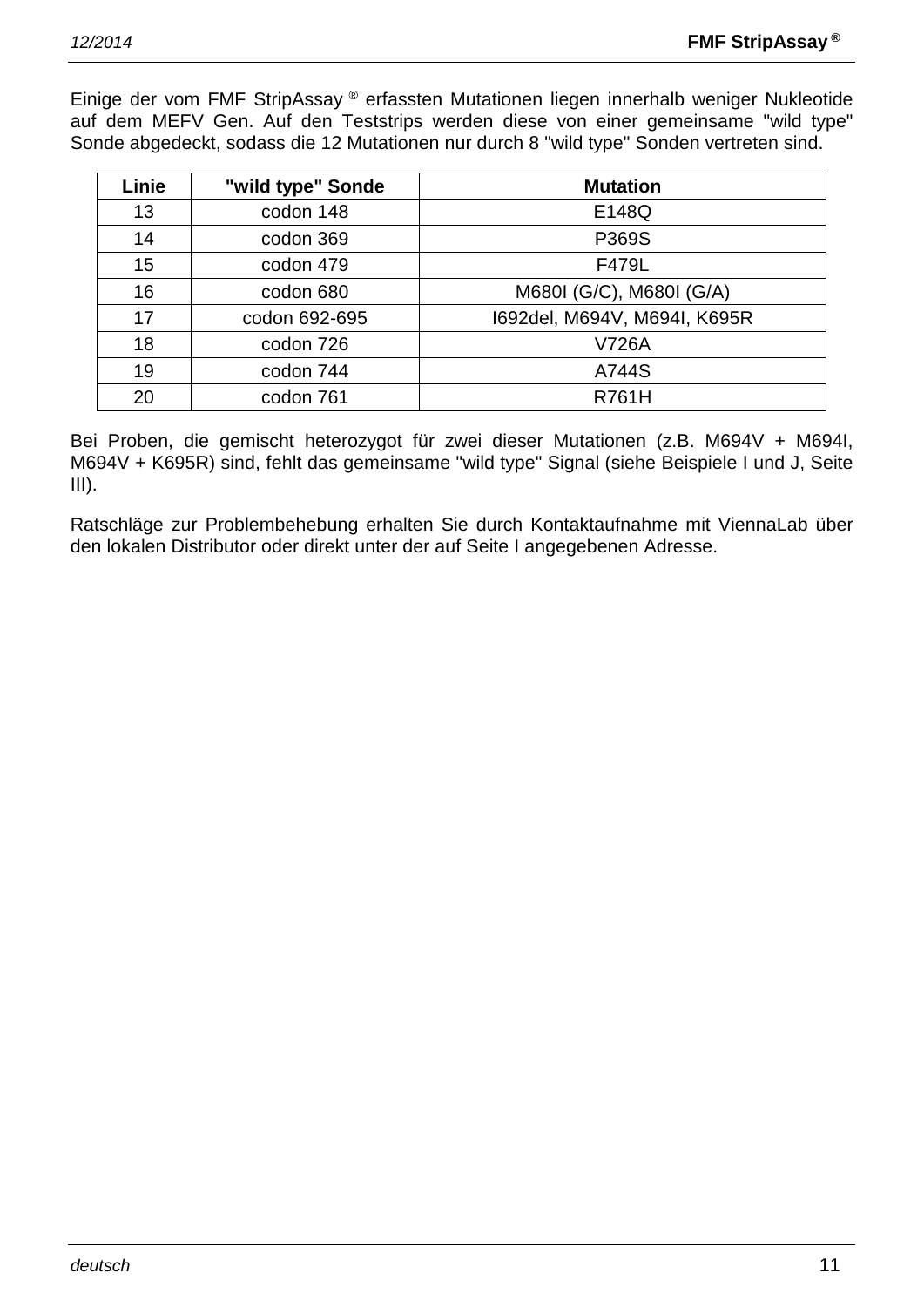Einige der vom FMF StripAssay ® erfassten Mutationen liegen innerhalb weniger Nukleotide auf dem MEFV Gen. Auf den Teststrips werden diese von einer gemeinsame "wild type" Sonde abgedeckt, sodass die 12 Mutationen nur durch 8 "wild type" Sonden vertreten sind.

| Linie | "wild type" Sonde | Mutation |
|---|---|---|
| 13 | codon 148 | E148Q |
| 14 | codon 369 | P369S |
| 15 | codon 479 | F479L |
| 16 | codon 680 | M680I (G/C), M680I (G/A) |
| 17 | codon 692-695 | I692del, M694V, M694I, K695R |
| 18 | codon 726 | V726A |
| 19 | codon 744 | A744S |
| 20 | codon 761 | R761H |

Bei Proben, die gemischt heterozygot für zwei dieser Mutationen (z.B. M694V + M694I, M694V + K695R) sind, fehlt das gemeinsame "wild type" Signal (siehe Beispiele I und J, Seite III).

Ratschläge zur Problembehebung erhalten Sie durch Kontaktaufnahme mit ViennaLab über den lokalen Distributor oder direkt unter der auf Seite I angegebenen Adresse.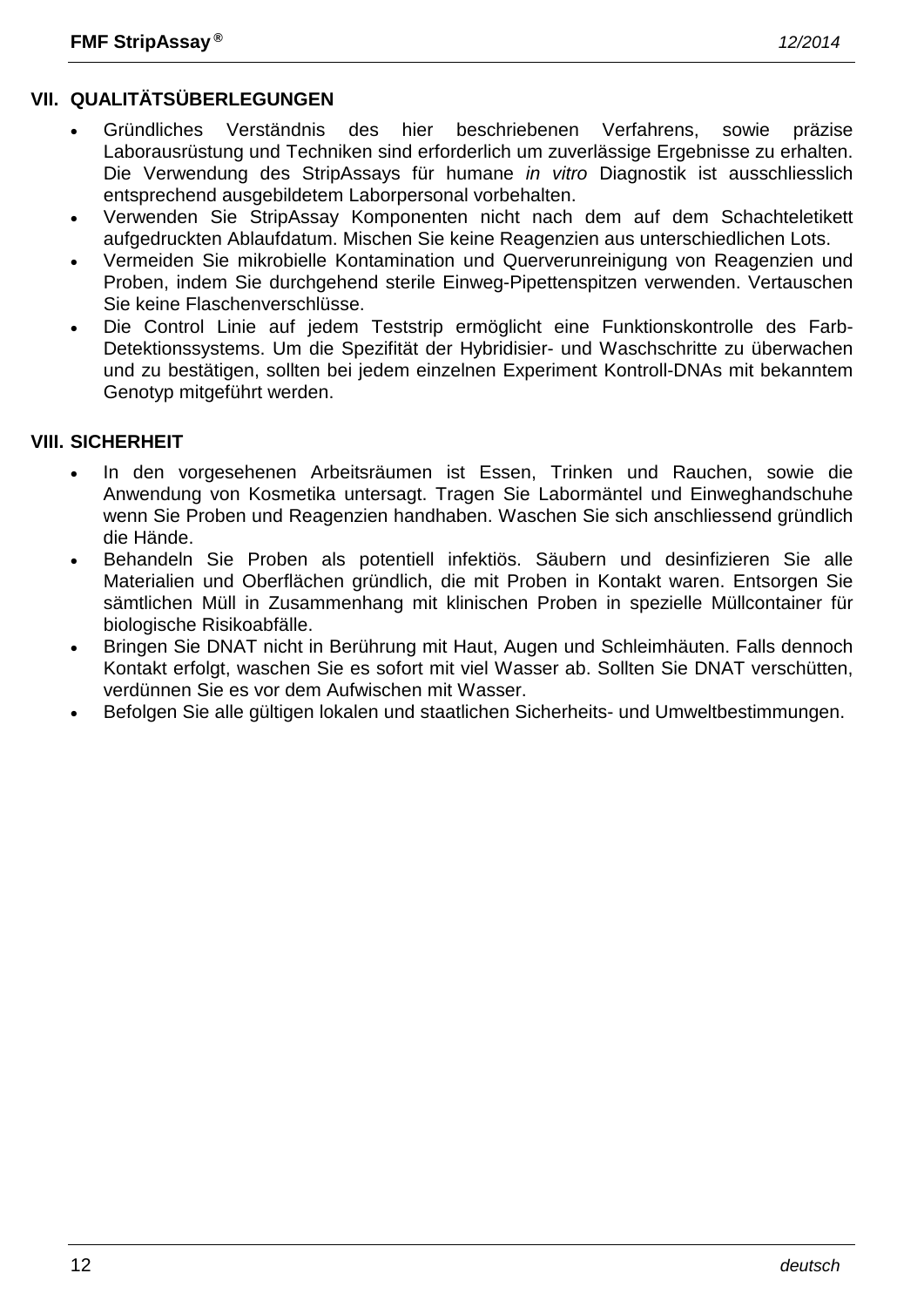## VII. QUALITÄTSÜBERLEGUNGEN

- Gründliches Verständnis des hier beschriebenen Verfahrens, sowie präzise Laborausrüstung und Techniken sind erforderlich um zuverlässige Ergebnisse zu erhalten. Die Verwendung des StripAssays für humane *in vitro* Diagnostik ist ausschliesslich entsprechend ausgebildetem Laborpersonal vorbehalten.
- Verwenden Sie StripAssay Komponenten nicht nach dem auf dem Schachteletikett aufgedruckten Ablaufdatum. Mischen Sie keine Reagenzien aus unterschiedlichen Lots.
- Vermeiden Sie mikrobielle Kontamination und Querverunreinigung von Reagenzien und Proben, indem Sie durchgehend sterile Einweg-Pipettenspitzen verwenden. Vertauschen Sie keine Flaschenverschlüsse.
- Die Control Linie auf jedem Teststrip ermöglicht eine Funktionskontrolle des Farb-Detektionssystems. Um die Spezifität der Hybridisier- und Waschschritte zu überwachen und zu bestätigen, sollten bei jedem einzelnen Experiment Kontroll-DNAs mit bekanntem Genotyp mitgeführt werden.

## VIII. SICHERHEIT

- In den vorgesehenen Arbeitsräumen ist Essen, Trinken und Rauchen, sowie die Anwendung von Kosmetika untersagt. Tragen Sie Labormäntel und Einweghandschuhe wenn Sie Proben und Reagenzien handhaben. Waschen Sie sich anschliessend gründlich die Hände.
- Behandeln Sie Proben als potentiell infektiös. Säubern und desinfizieren Sie alle Materialien und Oberflächen gründlich, die mit Proben in Kontakt waren. Entsorgen Sie sämtlichen Müll in Zusammenhang mit klinischen Proben in spezielle Müllcontainer für biologische Risikoabfälle.
- Bringen Sie DNAT nicht in Berührung mit Haut, Augen und Schleimhäuten. Falls dennoch Kontakt erfolgt, waschen Sie es sofort mit viel Wasser ab. Sollten Sie DNAT verschütten, verdünnen Sie es vor dem Aufwischen mit Wasser.
- Befolgen Sie alle gültigen lokalen und staatlichen Sicherheits- und Umweltbestimmungen.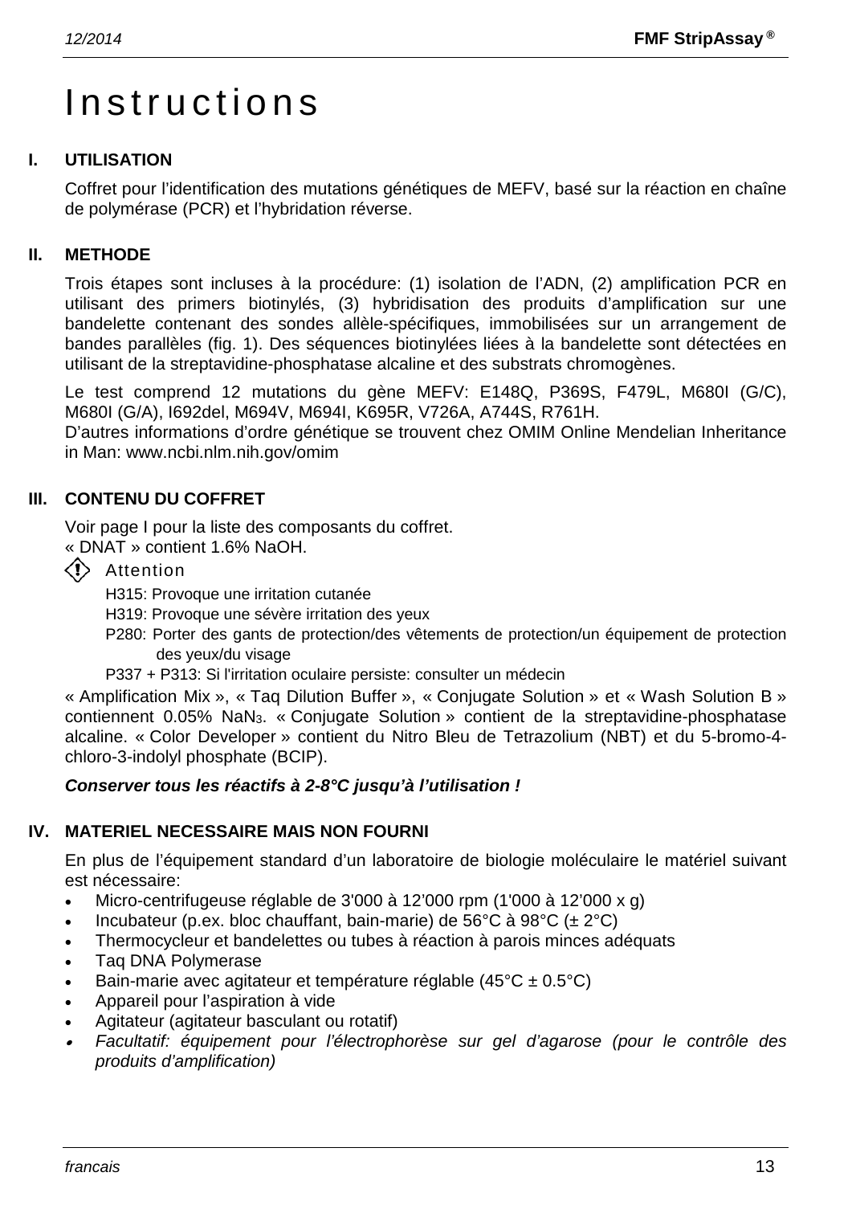# Instructions

## I. UTILISATION

Coffret pour l'identification des mutations génétiques de MEFV, basé sur la réaction en chaîne de polymérase (PCR) et l'hybridation réverse.

## II. METHODE

Trois étapes sont incluses à la procédure: (1) isolation de l'ADN, (2) amplification PCR en utilisant des primers biotinylés, (3) hybridisation des produits d'amplification sur une bandelette contenant des sondes allèle-spécifiques, immobilisées sur un arrangement de bandes parallèles (fig. 1). Des séquences biotinylées liées à la bandelette sont détectées en utilisant de la streptavidine-phosphatase alcaline et des substrats chromogènes.

Le test comprend 12 mutations du gène MEFV: E148Q, P369S, F479L, M680I (G/C), M680I (G/A), I692del, M694V, M694I, K695R, V726A, A744S, R761H.
D'autres informations d'ordre génétique se trouvent chez OMIM Online Mendelian Inheritance in Man: www.ncbi.nlm.nih.gov/omim

## III. CONTENU DU COFFRET

Voir page I pour la liste des composants du coffret.
« DNAT » contient 1.6% NaOH.

Attention

H315: Provoque une irritation cutanée
H319: Provoque une sévère irritation des yeux
P280: Porter des gants de protection/des vêtements de protection/un équipement de protection des yeux/du visage
P337 + P313: Si l'irritation oculaire persiste: consulter un médecin

« Amplification Mix », « Taq Dilution Buffer », « Conjugate Solution » et « Wash Solution B » contiennent 0.05% $NaN_3$. « Conjugate Solution » contient de la streptavidine-phosphatase alcaline. « Color Developer » contient du Nitro Bleu de Tetrazolium (NBT) et du 5-bromo-4-chloro-3-indolyl phosphate (BCIP).

***Conserver tous les réactifs à 2-8°C jusqu'à l'utilisation !***

## IV. MATERIEL NECESSAIRE MAIS NON FOURNI

En plus de l'équipement standard d'un laboratoire de biologie moléculaire le matériel suivant est nécessaire:

- Micro-centrifugeuse réglable de 3'000 à 12'000 rpm (1'000 à 12'000 x g)
- Incubateur (p.ex. bloc chauffant, bain-marie) de 56°C à 98°C (± 2°C)
- Thermocycleur et bandelettes ou tubes à réaction à parois minces adéquats
- Taq DNA Polymerase
- Bain-marie avec agitateur et température réglable (45°C ± 0.5°C)
- Appareil pour l'aspiration à vide
- Agitateur (agitateur basculant ou rotatif)
- *Facultatif: équipement pour l'électrophorèse sur gel d'agarose (pour le contrôle des produits d'amplification)*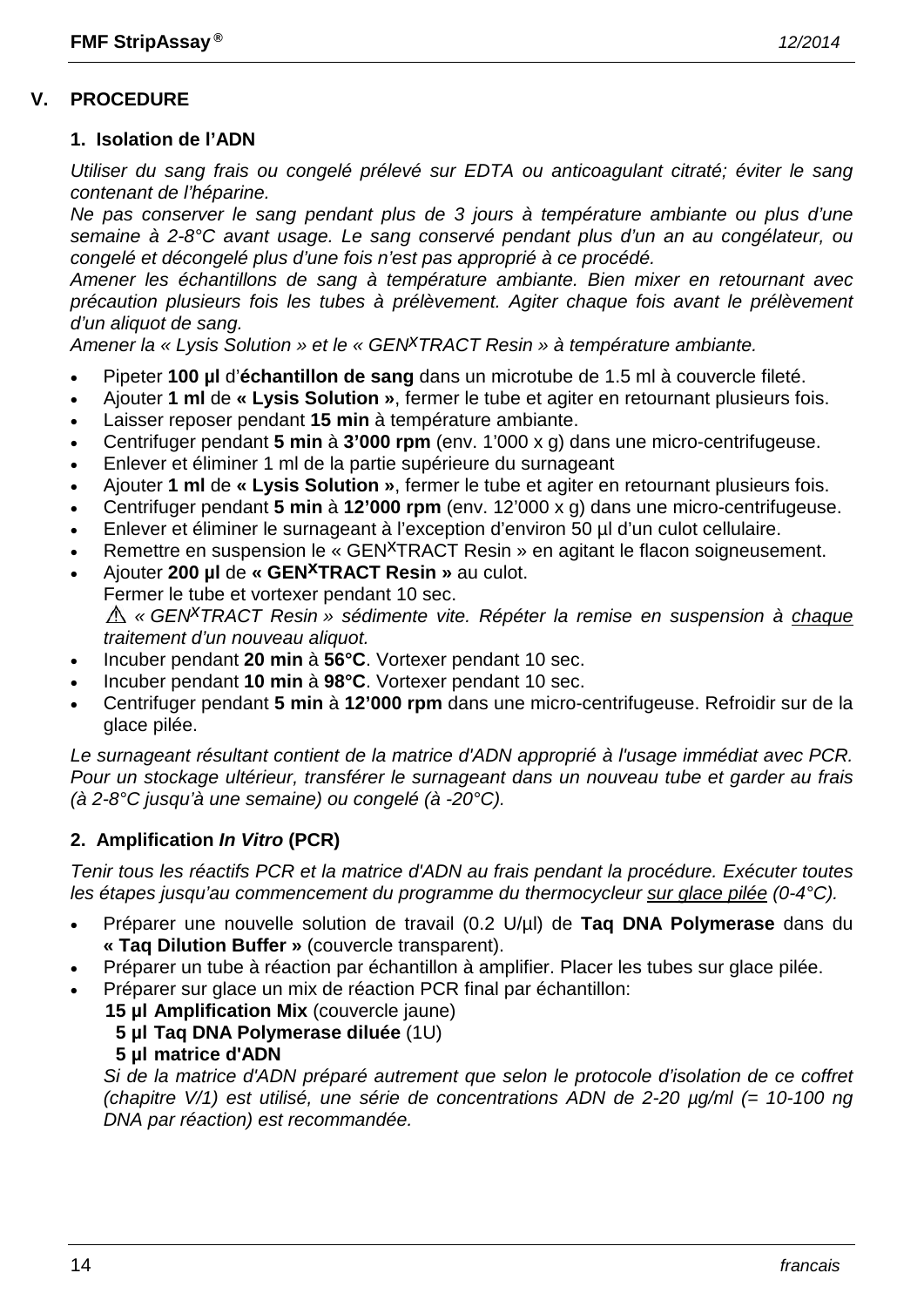## V. PROCEDURE

### 1. Isolation de l'ADN

*Utiliser du sang frais ou congelé prélevé sur EDTA ou anticoagulant citraté; éviter le sang contenant de l'héparine.*

*Ne pas conserver le sang pendant plus de 3 jours à température ambiante ou plus d'une semaine à 2-8°C avant usage. Le sang conservé pendant plus d'un an au congélateur, ou congelé et décongelé plus d'une fois n'est pas approprié à ce procédé.*

*Amener les échantillons de sang à température ambiante. Bien mixer en retournant avec précaution plusieurs fois les tubes à prélèvement. Agiter chaque fois avant le prélèvement d'un aliquot de sang.*

*Amener la « Lysis Solution » et le « GEN$^X$TRACT Resin » à température ambiante.*

- Pipeter **100 µl** d'**échantillon de sang** dans un microtube de 1.5 ml à couvercle fileté.
- Ajouter **1 ml** de **« Lysis Solution »**, fermer le tube et agiter en retournant plusieurs fois.
- Laisser reposer pendant **15 min** à température ambiante.
- Centrifuger pendant **5 min** à **3'000 rpm** (env. 1'000 x g) dans une micro-centrifugeuse.
- Enlever et éliminer 1 ml de la partie supérieure du surnageant
- Ajouter **1 ml** de **« Lysis Solution »**, fermer le tube et agiter en retournant plusieurs fois.
- Centrifuger pendant **5 min** à **12'000 rpm** (env. 12'000 x g) dans une micro-centrifugeuse.
- Enlever et éliminer le surnageant à l'exception d'environ 50 µl d'un culot cellulaire.
- Remettre en suspension le « GEN$^X$TRACT Resin » en agitant le flacon soigneusement.
- Ajouter **200 µl** de **« GEN$^X$TRACT Resin »** au culot.
  Fermer le tube et vortexer pendant 10 sec.
  ⚠ *« GEN$^X$TRACT Resin » sédimente vite. Répéter la remise en suspension à chaque traitement d'un nouveau aliquot.*
- Incuber pendant **20 min** à **56°C**. Vortexer pendant 10 sec.
- Incuber pendant **10 min** à **98°C**. Vortexer pendant 10 sec.
- Centrifuger pendant **5 min** à **12'000 rpm** dans une micro-centrifugeuse. Refroidir sur de la glace pilée.

*Le surnageant résultant contient de la matrice d'ADN approprié à l'usage immédiat avec PCR. Pour un stockage ultérieur, transférer le surnageant dans un nouveau tube et garder au frais (à 2-8°C jusqu'à une semaine) ou congelé (à -20°C).*

### 2. Amplification *In Vitro* (PCR)

*Tenir tous les réactifs PCR et la matrice d'ADN au frais pendant la procédure. Exécuter toutes les étapes jusqu'au commencement du programme du thermocycleur sur glace pilée (0-4°C).*

- Préparer une nouvelle solution de travail (0.2 U/µl) de **Taq DNA Polymerase** dans du **« Taq Dilution Buffer »** (couvercle transparent).
- Préparer un tube à réaction par échantillon à amplifier. Placer les tubes sur glace pilée.
- Préparer sur glace un mix de réaction PCR final par échantillon:
  **15 µl Amplification Mix** (couvercle jaune)
  **5 µl Taq DNA Polymerase diluée** (1U)
  **5 µl matrice d'ADN**
  *Si de la matrice d'ADN préparé autrement que selon le protocole d'isolation de ce coffret (chapitre V/1) est utilisé, une série de concentrations ADN de 2-20 µg/ml (= 10-100 ng DNA par réaction) est recommandée.*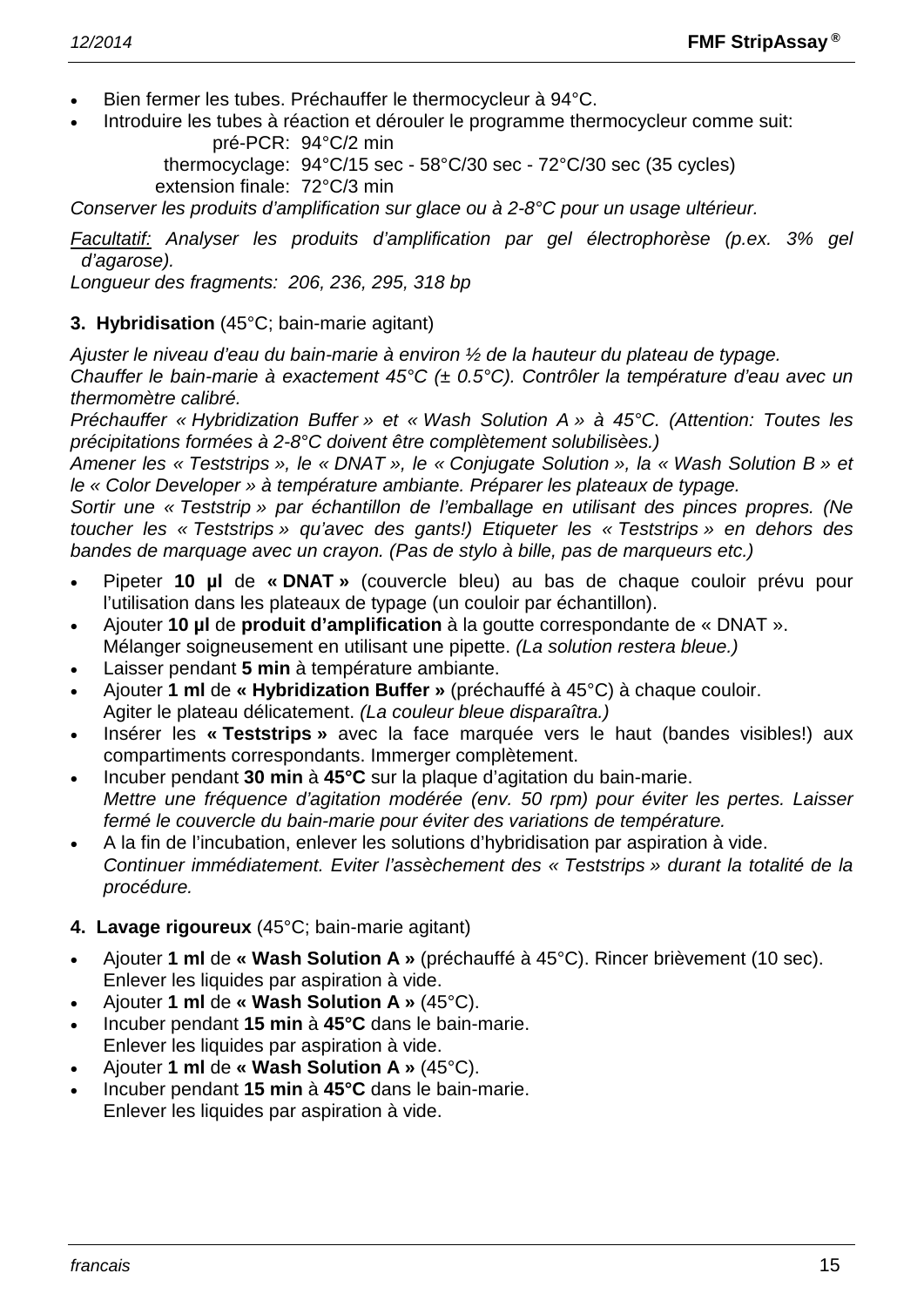- Bien fermer les tubes. Préchauffer le thermocycleur à 94°C.
- Introduire les tubes à réaction et dérouler le programme thermocycleur comme suit:

  pré-PCR: 94°C/2 min
  thermocyclage: 94°C/15 sec - 58°C/30 sec - 72°C/30 sec (35 cycles)
  extension finale: 72°C/3 min

*Conserver les produits d'amplification sur glace ou à 2-8°C pour un usage ultérieur.*

*<u>Facultatif:</u> Analyser les produits d'amplification par gel électrophorèse (p.ex. 3% gel d'agarose).*

*Longueur des fragments: 206, 236, 295, 318 bp*

**3. Hybridisation** (45°C; bain-marie agitant)

*Ajuster le niveau d'eau du bain-marie à environ ½ de la hauteur du plateau de typage.*
*Chauffer le bain-marie à exactement 45°C (± 0.5°C). Contrôler la température d'eau avec un thermomètre calibré.*
*Préchauffer « Hybridization Buffer » et « Wash Solution A » à 45°C. (Attention: Toutes les précipitations formées à 2-8°C doivent être complètement solubilisèes.)*
*Amener les « Teststrips », le « DNAT », le « Conjugate Solution », la « Wash Solution B » et le « Color Developer » à température ambiante. Préparer les plateaux de typage.*
*Sortir une « Teststrip » par échantillon de l'emballage en utilisant des pinces propres. (Ne toucher les « Teststrips » qu'avec des gants!) Etiqueter les « Teststrips » en dehors des bandes de marquage avec un crayon. (Pas de stylo à bille, pas de marqueurs etc.)*

- Pipeter **10 µl** de **« DNAT »** (couvercle bleu) au bas de chaque couloir prévu pour l'utilisation dans les plateaux de typage (un couloir par échantillon).
- Ajouter **10 µl** de **produit d'amplification** à la goutte correspondante de « DNAT ». Mélanger soigneusement en utilisant une pipette. *(La solution restera bleue.)*
- Laisser pendant **5 min** à température ambiante.
- Ajouter **1 ml** de **« Hybridization Buffer »** (préchauffé à 45°C) à chaque couloir. Agiter le plateau délicatement. *(La couleur bleue disparaîtra.)*
- Insérer les **« Teststrips »** avec la face marquée vers le haut (bandes visibles!) aux compartiments correspondants. Immerger complètement.
- Incuber pendant **30 min** à **45°C** sur la plaque d'agitation du bain-marie. *Mettre une fréquence d'agitation modérée (env. 50 rpm) pour éviter les pertes. Laisser fermé le couvercle du bain-marie pour éviter des variations de température.*
- A la fin de l'incubation, enlever les solutions d'hybridisation par aspiration à vide. *Continuer immédiatement. Eviter l'assèchement des « Teststrips » durant la totalité de la procédure.*

**4. Lavage rigoureux** (45°C; bain-marie agitant)

- Ajouter **1 ml** de **« Wash Solution A »** (préchauffé à 45°C). Rincer brièvement (10 sec). Enlever les liquides par aspiration à vide.
- Ajouter **1 ml** de **« Wash Solution A »** (45°C).
- Incuber pendant **15 min** à **45°C** dans le bain-marie. Enlever les liquides par aspiration à vide.
- Ajouter **1 ml** de **« Wash Solution A »** (45°C).
- Incuber pendant **15 min** à **45°C** dans le bain-marie. Enlever les liquides par aspiration à vide.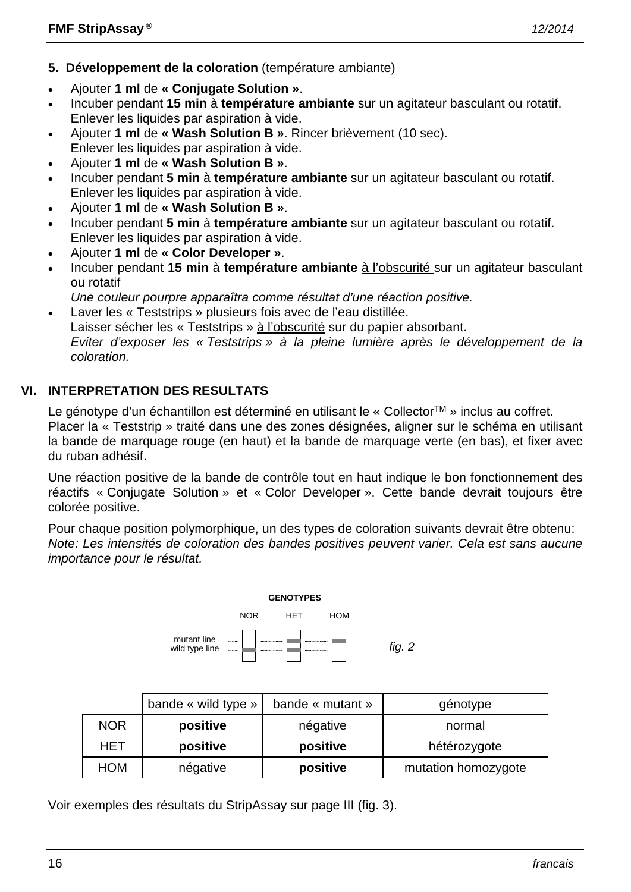**5. Développement de la coloration** (température ambiante)

- Ajouter **1 ml** de **« Conjugate Solution »**.
- Incuber pendant **15 min** à **température ambiante** sur un agitateur basculant ou rotatif. Enlever les liquides par aspiration à vide.
- Ajouter **1 ml** de **« Wash Solution B »**. Rincer brièvement (10 sec). Enlever les liquides par aspiration à vide.
- Ajouter **1 ml** de **« Wash Solution B »**.
- Incuber pendant **5 min** à **température ambiante** sur un agitateur basculant ou rotatif. Enlever les liquides par aspiration à vide.
- Ajouter **1 ml** de **« Wash Solution B »**.
- Incuber pendant **5 min** à **température ambiante** sur un agitateur basculant ou rotatif. Enlever les liquides par aspiration à vide.
- Ajouter **1 ml** de **« Color Developer »**.
- Incuber pendant **15 min** à **température ambiante** à l'obscurité sur un agitateur basculant ou rotatif
  *Une couleur pourpre apparaîtra comme résultat d'une réaction positive.*
- Laver les « Teststrips » plusieurs fois avec de l'eau distillée.
  Laisser sécher les « Teststrips » à l'obscurité sur du papier absorbant.
  *Eviter d'exposer les « Teststrips » à la pleine lumière après le développement de la coloration.*

## VI. INTERPRETATION DES RESULTATS

Le génotype d'un échantillon est déterminé en utilisant le « Collector™ » inclus au coffret. Placer la « Teststrip » traité dans une des zones désignées, aligner sur le schéma en utilisant la bande de marquage rouge (en haut) et la bande de marquage verte (en bas), et fixer avec du ruban adhésif.

Une réaction positive de la bande de contrôle tout en haut indique le bon fonctionnement des réactifs « Conjugate Solution » et « Color Developer ». Cette bande devrait toujours être colorée positive.

Pour chaque position polymorphique, un des types de coloration suivants devrait être obtenu:
*Note: Les intensités de coloration des bandes positives peuvent varier. Cela est sans aucune importance pour le résultat.*

GENOTYPES

NOR HET HOM

mutant line
wild type line

fig. 2

| | bande « wild type » | bande « mutant » | génotype |
|---|---|---|---|
| NOR | **positive** | négative | normal |
| HET | **positive** | **positive** | hétérozygote |
| HOM | négative | **positive** | mutation homozygote |

Voir exemples des résultats du StripAssay sur page III (fig. 3).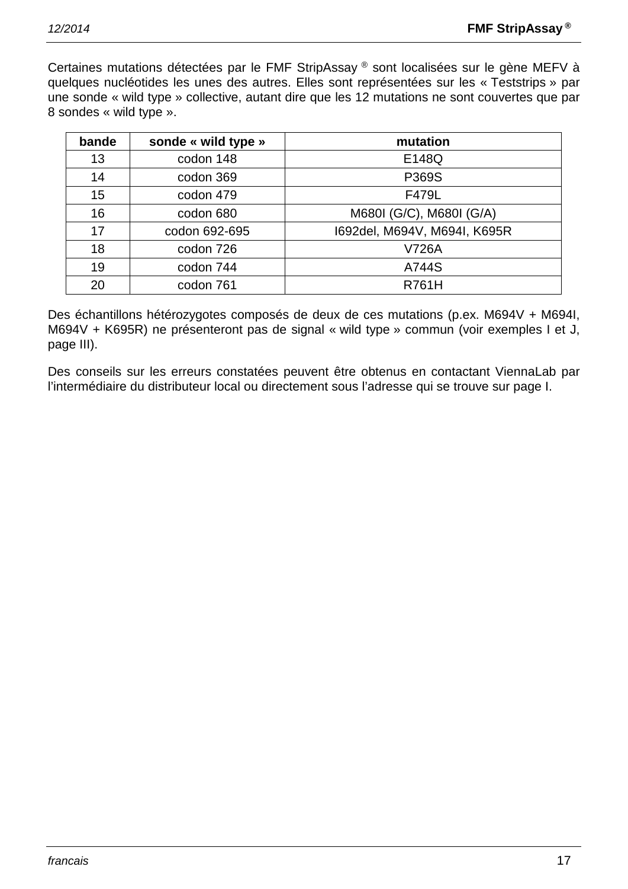Certaines mutations détectées par le FMF StripAssay ® sont localisées sur le gène MEFV à quelques nucléotides les unes des autres. Elles sont représentées sur les « Teststrips » par une sonde « wild type » collective, autant dire que les 12 mutations ne sont couvertes que par 8 sondes « wild type ».

| bande | sonde « wild type » | mutation |
|---|---|---|
| 13 | codon 148 | E148Q |
| 14 | codon 369 | P369S |
| 15 | codon 479 | F479L |
| 16 | codon 680 | M680I (G/C), M680I (G/A) |
| 17 | codon 692-695 | I692del, M694V, M694I, K695R |
| 18 | codon 726 | V726A |
| 19 | codon 744 | A744S |
| 20 | codon 761 | R761H |

Des échantillons hétérozygotes composés de deux de ces mutations (p.ex. M694V + M694I, M694V + K695R) ne présenteront pas de signal « wild type » commun (voir exemples I et J, page III).

Des conseils sur les erreurs constatées peuvent être obtenus en contactant ViennaLab par l'intermédiaire du distributeur local ou directement sous l'adresse qui se trouve sur page I.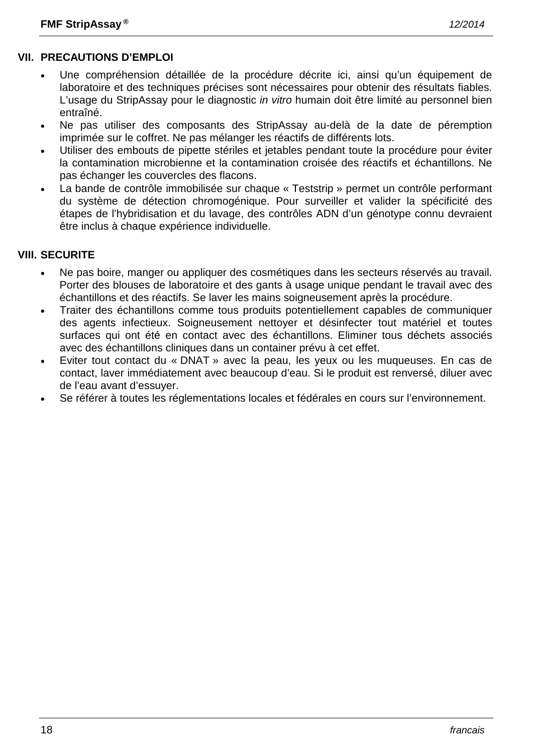## VII. PRECAUTIONS D'EMPLOI

- Une compréhension détaillée de la procédure décrite ici, ainsi qu'un équipement de laboratoire et des techniques précises sont nécessaires pour obtenir des résultats fiables. L'usage du StripAssay pour le diagnostic *in vitro* humain doit être limité au personnel bien entraîné.
- Ne pas utiliser des composants des StripAssay au-delà de la date de péremption imprimée sur le coffret. Ne pas mélanger les réactifs de différents lots.
- Utiliser des embouts de pipette stériles et jetables pendant toute la procédure pour éviter la contamination microbienne et la contamination croisée des réactifs et échantillons. Ne pas échanger les couvercles des flacons.
- La bande de contrôle immobilisée sur chaque « Teststrip » permet un contrôle performant du système de détection chromogénique. Pour surveiller et valider la spécificité des étapes de l'hybridisation et du lavage, des contrôles ADN d'un génotype connu devraient être inclus à chaque expérience individuelle.

## VIII. SECURITE

- Ne pas boire, manger ou appliquer des cosmétiques dans les secteurs réservés au travail. Porter des blouses de laboratoire et des gants à usage unique pendant le travail avec des échantillons et des réactifs. Se laver les mains soigneusement après la procédure.
- Traiter des échantillons comme tous produits potentiellement capables de communiquer des agents infectieux. Soigneusement nettoyer et désinfecter tout matériel et toutes surfaces qui ont été en contact avec des échantillons. Eliminer tous déchets associés avec des échantillons cliniques dans un container prévu à cet effet.
- Eviter tout contact du « DNAT » avec la peau, les yeux ou les muqueuses. En cas de contact, laver immédiatement avec beaucoup d'eau. Si le produit est renversé, diluer avec de l'eau avant d'essuyer.
- Se référer à toutes les réglementations locales et fédérales en cours sur l'environnement.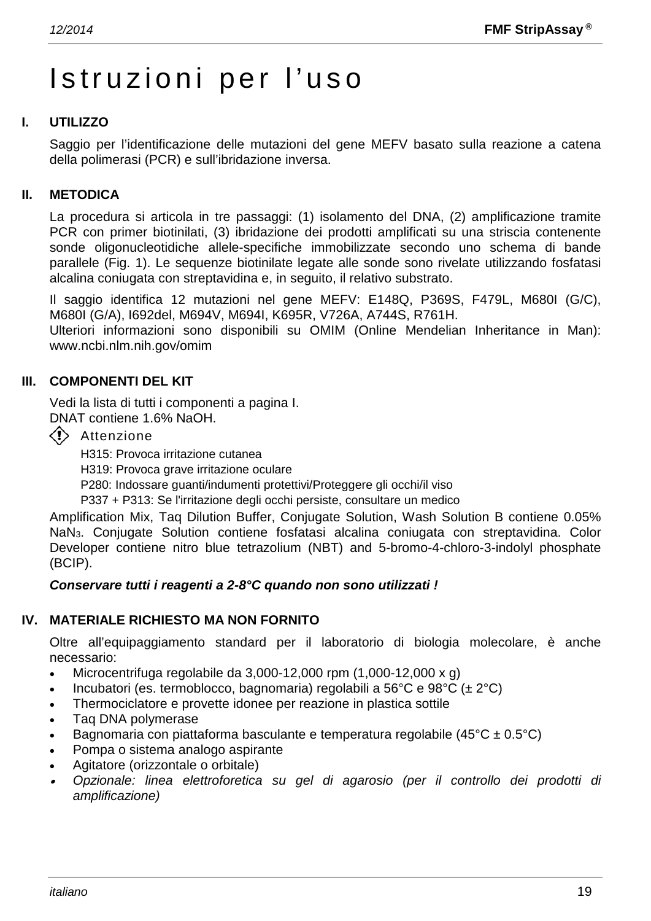# Istruzioni per l'uso

## I. UTILIZZO

Saggio per l'identificazione delle mutazioni del gene MEFV basato sulla reazione a catena della polimerasi (PCR) e sull'ibridazione inversa.

## II. METODICA

La procedura si articola in tre passaggi: (1) isolamento del DNA, (2) amplificazione tramite PCR con primer biotinilati, (3) ibridazione dei prodotti amplificati su una striscia contenente sonde oligonucleotidiche allele-specifiche immobilizzate secondo uno schema di bande parallele (Fig. 1). Le sequenze biotinilate legate alle sonde sono rivelate utilizzando fosfatasi alcalina coniugata con streptavidina e, in seguito, il relativo substrato.

Il saggio identifica 12 mutazioni nel gene MEFV: E148Q, P369S, F479L, M680I (G/C), M680I (G/A), I692del, M694V, M694I, K695R, V726A, A744S, R761H.
Ulteriori informazioni sono disponibili su OMIM (Online Mendelian Inheritance in Man): www.ncbi.nlm.nih.gov/omim

## III. COMPONENTI DEL KIT

Vedi la lista di tutti i componenti a pagina I.
DNAT contiene 1.6% NaOH.

Attenzione

H315: Provoca irritazione cutanea
H319: Provoca grave irritazione oculare
P280: Indossare guanti/indumenti protettivi/Proteggere gli occhi/il viso
P337 + P313: Se l'irritazione degli occhi persiste, consultare un medico

Amplification Mix, Taq Dilution Buffer, Conjugate Solution, Wash Solution B contiene 0.05% $NaN_3$. Conjugate Solution contiene fosfatasi alcalina coniugata con streptavidina. Color Developer contiene nitro blue tetrazolium (NBT) and 5-bromo-4-chloro-3-indolyl phosphate (BCIP).

***Conservare tutti i reagenti a 2-8°C quando non sono utilizzati !***

## IV. MATERIALE RICHIESTO MA NON FORNITO

Oltre all'equipaggiamento standard per il laboratorio di biologia molecolare, è anche necessario:

- Microcentrifuga regolabile da 3,000-12,000 rpm (1,000-12,000 x g)
- Incubatori (es. termoblocco, bagnomaria) regolabili a 56°C e 98°C (± 2°C)
- Thermociclatore e provette idonee per reazione in plastica sottile
- Taq DNA polymerase
- Bagnomaria con piattaforma basculante e temperatura regolabile (45°C ± 0.5°C)
- Pompa o sistema analogo aspirante
- Agitatore (orizzontale o orbitale)
- *Opzionale: linea elettroforetica su gel di agarosio (per il controllo dei prodotti di amplificazione)*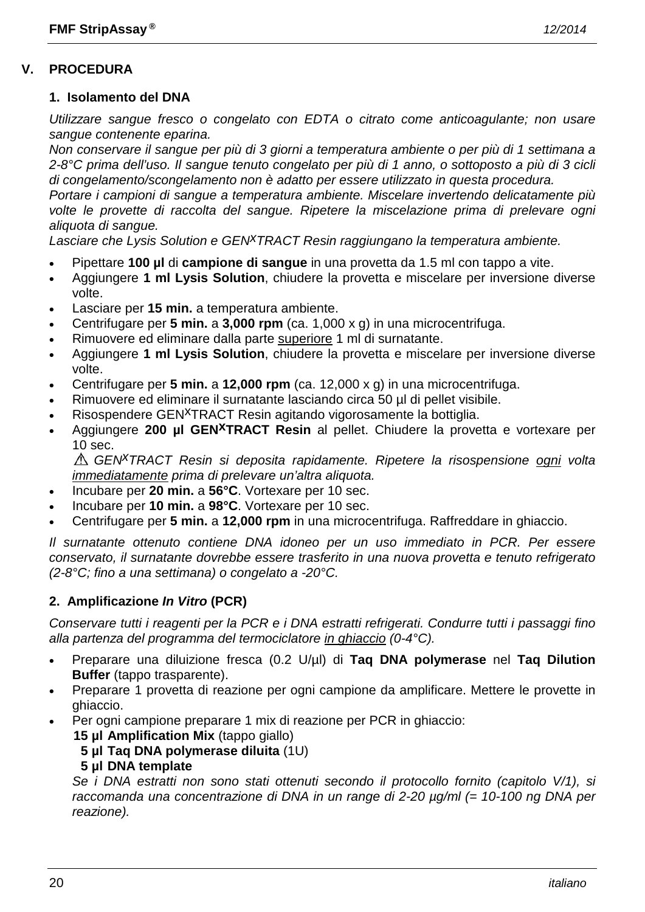## V. PROCEDURA

### 1. Isolamento del DNA

*Utilizzare sangue fresco o congelato con EDTA o citrato come anticoagulante; non usare sangue contenente eparina.*

*Non conservare il sangue per più di 3 giorni a temperatura ambiente o per più di 1 settimana a 2-8°C prima dell'uso. Il sangue tenuto congelato per più di 1 anno, o sottoposto a più di 3 cicli di congelamento/scongelamento non è adatto per essere utilizzato in questa procedura.*

*Portare i campioni di sangue a temperatura ambiente. Miscelare invertendo delicatamente più volte le provette di raccolta del sangue. Ripetere la miscelazione prima di prelevare ogni aliquota di sangue.*

*Lasciare che Lysis Solution e GEN$^{X}$TRACT Resin raggiungano la temperatura ambiente.*

- Pipettare **100 µl** di **campione di sangue** in una provetta da 1.5 ml con tappo a vite.
- Aggiungere **1 ml Lysis Solution**, chiudere la provetta e miscelare per inversione diverse volte.
- Lasciare per **15 min.** a temperatura ambiente.
- Centrifugare per **5 min.** a **3,000 rpm** (ca. 1,000 x g) in una microcentrifuga.
- Rimuovere ed eliminare dalla parte superiore 1 ml di surnatante.
- Aggiungere **1 ml Lysis Solution**, chiudere la provetta e miscelare per inversione diverse volte.
- Centrifugare per **5 min.** a **12,000 rpm** (ca. 12,000 x g) in una microcentrifuga.
- Rimuovere ed eliminare il surnatante lasciando circa 50 µl di pellet visibile.
- Risospendere GEN$^{X}$TRACT Resin agitando vigorosamente la bottiglia.
- Aggiungere **200 µl GEN$^{X}$TRACT Resin** al pellet. Chiudere la provetta e vortexare per 10 sec.

  ⚠ *GEN$^{X}$TRACT Resin si deposita rapidamente. Ripetere la risospensione ogni volta immediatamente prima di prelevare un'altra aliquota.*
- Incubare per **20 min.** a **56°C**. Vortexare per 10 sec.
- Incubare per **10 min.** a **98°C**. Vortexare per 10 sec.
- Centrifugare per **5 min.** a **12,000 rpm** in una microcentrifuga. Raffreddare in ghiaccio.

*Il surnatante ottenuto contiene DNA idoneo per un uso immediato in PCR. Per essere conservato, il surnatante dovrebbe essere trasferito in una nuova provetta e tenuto refrigerato (2-8°C; fino a una settimana) o congelato a -20°C.*

### 2. Amplificazione *In Vitro* (PCR)

*Conservare tutti i reagenti per la PCR e i DNA estratti refrigerati. Condurre tutti i passaggi fino alla partenza del programma del termociclatore in ghiaccio (0-4°C).*

- Preparare una diluizione fresca (0.2 U/µl) di **Taq DNA polymerase** nel **Taq Dilution Buffer** (tappo trasparente).
- Preparare 1 provetta di reazione per ogni campione da amplificare. Mettere le provette in ghiaccio.
- Per ogni campione preparare 1 mix di reazione per PCR in ghiaccio:

  **15 µl Amplification Mix** (tappo giallo)
  **5 µl Taq DNA polymerase diluita** (1U)
  **5 µl DNA template**

  *Se i DNA estratti non sono stati ottenuti secondo il protocollo fornito (capitolo V/1), si raccomanda una concentrazione di DNA in un range di 2-20 µg/ml (= 10-100 ng DNA per reazione).*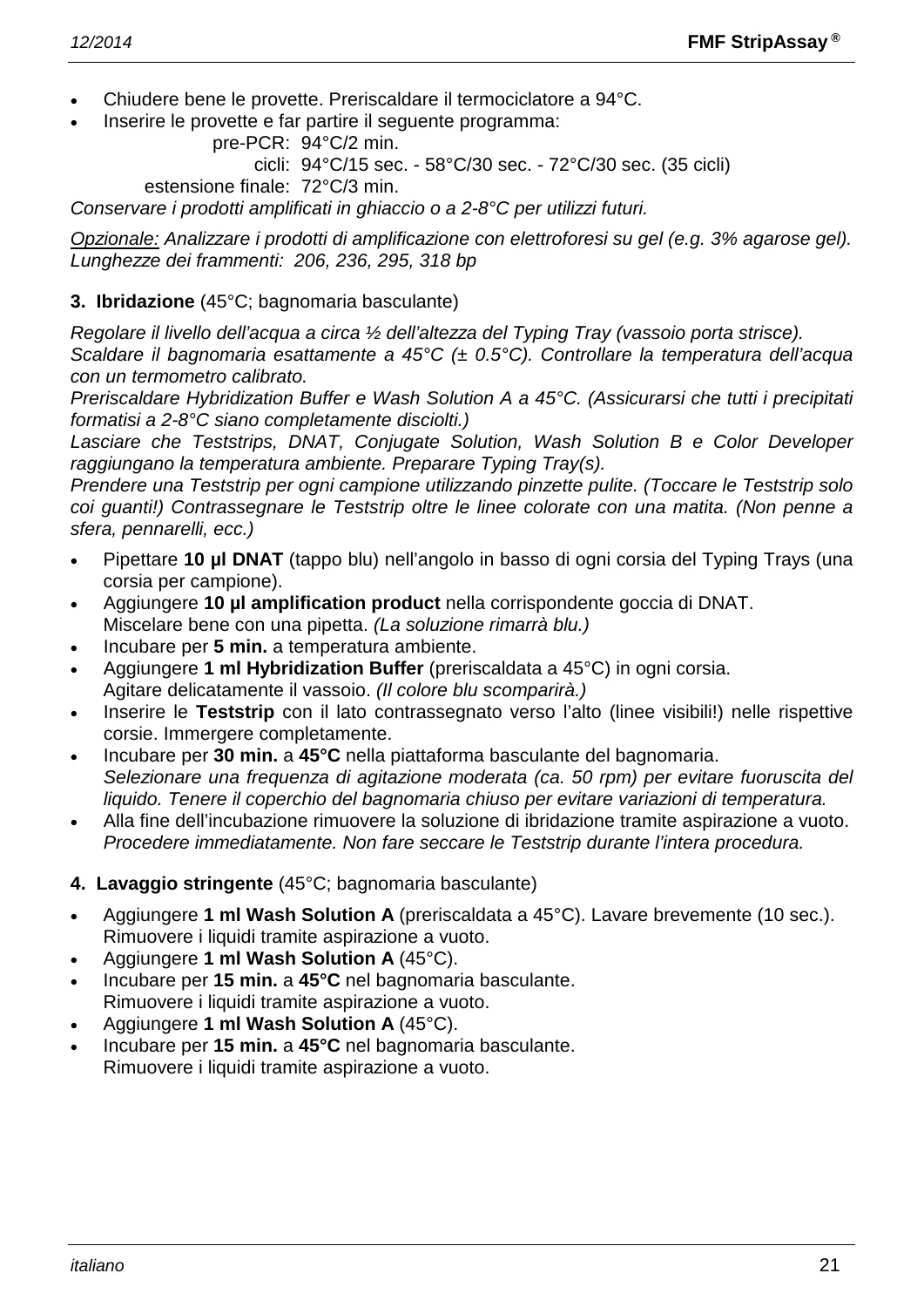- Chiudere bene le provette. Preriscaldare il termociclatore a 94°C.
- Inserire le provette e far partire il seguente programma:

  pre-PCR: 94°C/2 min.
  cicli: 94°C/15 sec. - 58°C/30 sec. - 72°C/30 sec. (35 cicli)
  estensione finale: 72°C/3 min.

*Conservare i prodotti amplificati in ghiaccio o a 2-8°C per utilizzi futuri.*

*Opzionale: Analizzare i prodotti di amplificazione con elettroforesi su gel (e.g. 3% agarose gel). Lunghezze dei frammenti: 206, 236, 295, 318 bp*

**3. Ibridazione** (45°C; bagnomaria basculante)

*Regolare il livello dell'acqua a circa ½ dell'altezza del Typing Tray (vassoio porta strisce).*
*Scaldare il bagnomaria esattamente a 45°C (± 0.5°C). Controllare la temperatura dell'acqua con un termometro calibrato.*
*Preriscaldare Hybridization Buffer e Wash Solution A a 45°C. (Assicurarsi che tutti i precipitati formatisi a 2-8°C siano completamente disciolti.)*
*Lasciare che Teststrips, DNAT, Conjugate Solution, Wash Solution B e Color Developer raggiungano la temperatura ambiente. Preparare Typing Tray(s).*
*Prendere una Teststrip per ogni campione utilizzando pinzette pulite. (Toccare le Teststrip solo coi guanti!) Contrassegnare le Teststrip oltre le linee colorate con una matita. (Non penne a sfera, pennarelli, ecc.)*

- Pipettare **10 µl DNAT** (tappo blu) nell'angolo in basso di ogni corsia del Typing Trays (una corsia per campione).
- Aggiungere **10 µl amplification product** nella corrispondente goccia di DNAT.
  Miscelare bene con una pipetta. *(La soluzione rimarrà blu.)*
- Incubare per **5 min.** a temperatura ambiente.
- Aggiungere **1 ml Hybridization Buffer** (preriscaldata a 45°C) in ogni corsia.
  Agitare delicatamente il vassoio. *(Il colore blu scomparirà.)*
- Inserire le **Teststrip** con il lato contrassegnato verso l'alto (linee visibili!) nelle rispettive corsie. Immergere completamente.
- Incubare per **30 min.** a **45°C** nella piattaforma basculante del bagnomaria.
  *Selezionare una frequenza di agitazione moderata (ca. 50 rpm) per evitare fuoruscita del liquido. Tenere il coperchio del bagnomaria chiuso per evitare variazioni di temperatura.*
- Alla fine dell'incubazione rimuovere la soluzione di ibridazione tramite aspirazione a vuoto.
  *Procedere immediatamente. Non fare seccare le Teststrip durante l'intera procedura.*

**4. Lavaggio stringente** (45°C; bagnomaria basculante)

- Aggiungere **1 ml Wash Solution A** (preriscaldata a 45°C). Lavare brevemente (10 sec.).
  Rimuovere i liquidi tramite aspirazione a vuoto.
- Aggiungere **1 ml Wash Solution A** (45°C).
- Incubare per **15 min.** a **45°C** nel bagnomaria basculante.
  Rimuovere i liquidi tramite aspirazione a vuoto.
- Aggiungere **1 ml Wash Solution A** (45°C).
- Incubare per **15 min.** a **45°C** nel bagnomaria basculante.
  Rimuovere i liquidi tramite aspirazione a vuoto.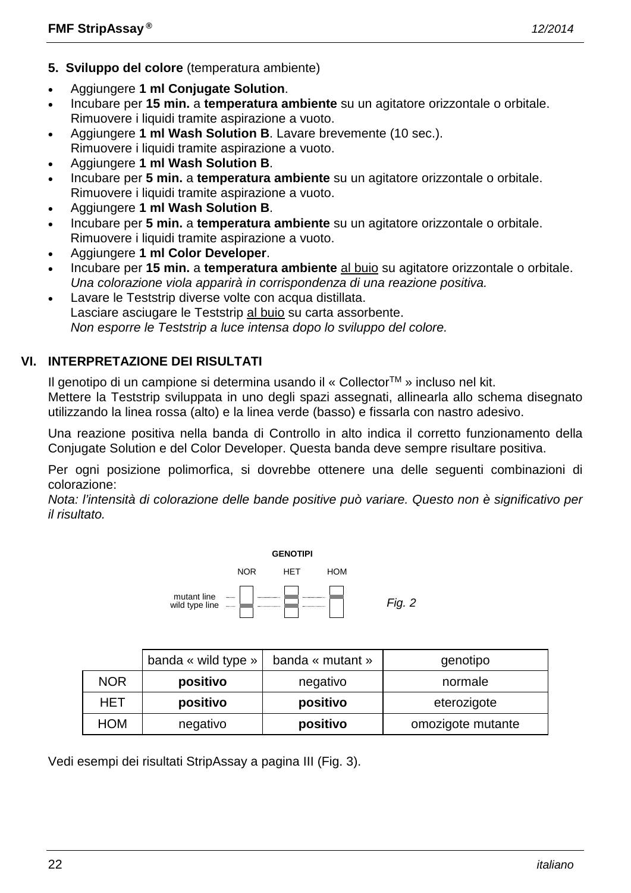**5. Sviluppo del colore** (temperatura ambiente)

- Aggiungere **1 ml Conjugate Solution**.
- Incubare per **15 min.** a **temperatura ambiente** su un agitatore orizzontale o orbitale.
  Rimuovere i liquidi tramite aspirazione a vuoto.
- Aggiungere **1 ml Wash Solution B**. Lavare brevemente (10 sec.).
  Rimuovere i liquidi tramite aspirazione a vuoto.
- Aggiungere **1 ml Wash Solution B**.
- Incubare per **5 min.** a **temperatura ambiente** su un agitatore orizzontale o orbitale.
  Rimuovere i liquidi tramite aspirazione a vuoto.
- Aggiungere **1 ml Wash Solution B**.
- Incubare per **5 min.** a **temperatura ambiente** su un agitatore orizzontale o orbitale.
  Rimuovere i liquidi tramite aspirazione a vuoto.
- Aggiungere **1 ml Color Developer**.
- Incubare per **15 min.** a **temperatura ambiente** al buio su agitatore orizzontale o orbitale.
  *Una colorazione viola apparirà in corrispondenza di una reazione positiva.*
- Lavare le Teststrip diverse volte con acqua distillata.
  Lasciare asciugare le Teststrip al buio su carta assorbente.
  *Non esporre le Teststrip a luce intensa dopo lo sviluppo del colore.*

## VI. INTERPRETAZIONE DEI RISULTATI

Il genotipo di un campione si determina usando il « Collector™ » incluso nel kit.
Mettere la Teststrip sviluppata in uno degli spazi assegnati, allinearla allo schema disegnato utilizzando la linea rossa (alto) e la linea verde (basso) e fissarla con nastro adesivo.

Una reazione positiva nella banda di Controllo in alto indica il corretto funzionamento della Conjugate Solution e del Color Developer. Questa banda deve sempre risultare positiva.

Per ogni posizione polimorfica, si dovrebbe ottenere una delle seguenti combinazioni di colorazione:
*Nota: l'intensità di colorazione delle bande positive può variare. Questo non è significativo per il risultato.*

**GENOTIPI**

NOR HET HOM

mutant line
wild type line

*Fig. 2*

| | banda « wild type » | banda « mutant » | genotipo |
|---|---|---|---|
| NOR | **positivo** | negativo | normale |
| HET | **positivo** | **positivo** | eterozigote |
| HOM | negativo | **positivo** | omozigote mutante |

Vedi esempi dei risultati StripAssay a pagina III (Fig. 3).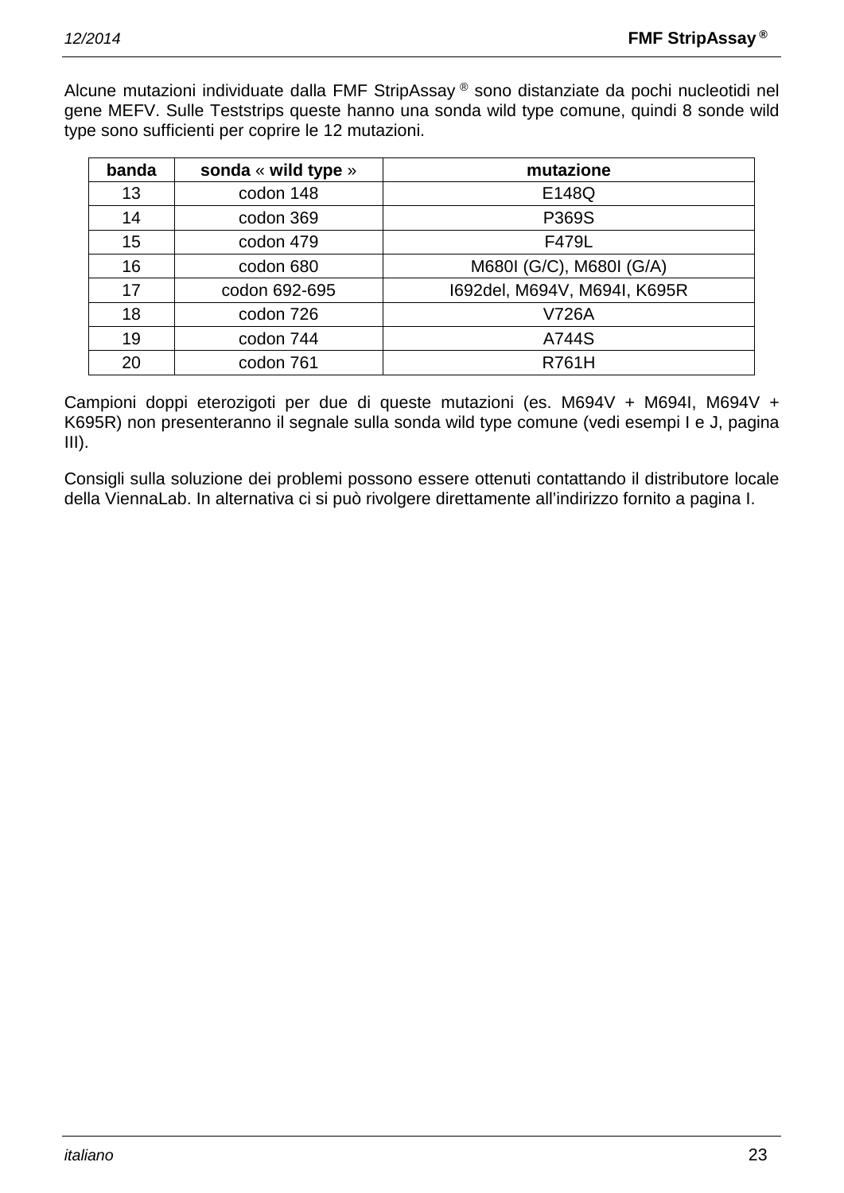Alcune mutazioni individuate dalla FMF StripAssay ® sono distanziate da pochi nucleotidi nel gene MEFV. Sulle Teststrips queste hanno una sonda wild type comune, quindi 8 sonde wild type sono sufficienti per coprire le 12 mutazioni.

| **banda** | **sonda** « **wild type** » | **mutazione** |
|---|---|---|
| 13 | codon 148 | E148Q |
| 14 | codon 369 | P369S |
| 15 | codon 479 | F479L |
| 16 | codon 680 | M680I (G/C), M680I (G/A) |
| 17 | codon 692-695 | I692del, M694V, M694I, K695R |
| 18 | codon 726 | V726A |
| 19 | codon 744 | A744S |
| 20 | codon 761 | R761H |

Campioni doppi eterozigoti per due di queste mutazioni (es. M694V + M694I, M694V + K695R) non presenteranno il segnale sulla sonda wild type comune (vedi esempi I e J, pagina III).

Consigli sulla soluzione dei problemi possono essere ottenuti contattando il distributore locale della ViennaLab. In alternativa ci si può rivolgere direttamente all'indirizzo fornito a pagina I.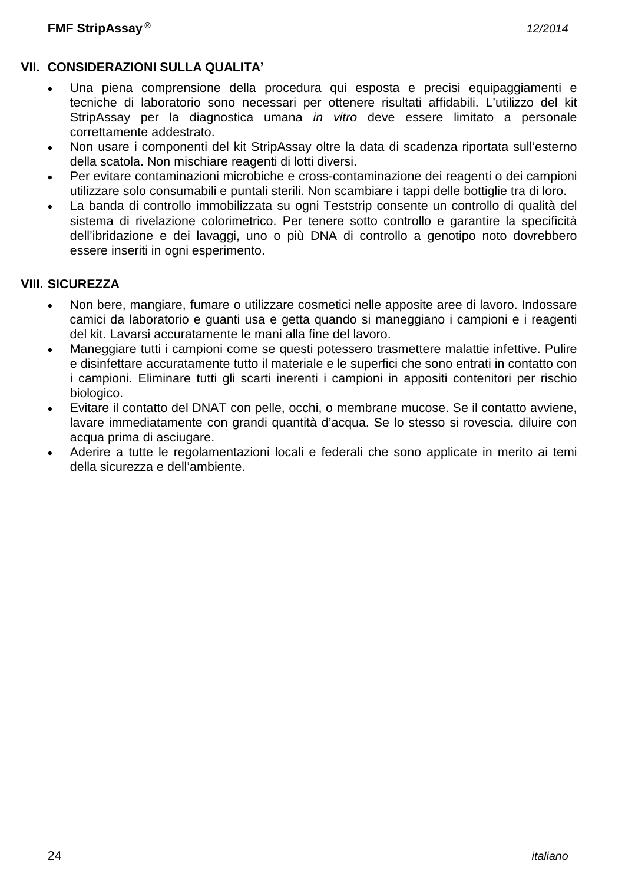## VII. CONSIDERAZIONI SULLA QUALITA’

- Una piena comprensione della procedura qui esposta e precisi equipaggiamenti e tecniche di laboratorio sono necessari per ottenere risultati affidabili. L’utilizzo del kit StripAssay per la diagnostica umana *in vitro* deve essere limitato a personale correttamente addestrato.
- Non usare i componenti del kit StripAssay oltre la data di scadenza riportata sull’esterno della scatola. Non mischiare reagenti di lotti diversi.
- Per evitare contaminazioni microbiche e cross-contaminazione dei reagenti o dei campioni utilizzare solo consumabili e puntali sterili. Non scambiare i tappi delle bottiglie tra di loro.
- La banda di controllo immobilizzata su ogni Teststrip consente un controllo di qualità del sistema di rivelazione colorimetrico. Per tenere sotto controllo e garantire la specificità dell’ibridazione e dei lavaggi, uno o più DNA di controllo a genotipo noto dovrebbero essere inseriti in ogni esperimento.

## VIII. SICUREZZA

- Non bere, mangiare, fumare o utilizzare cosmetici nelle apposite aree di lavoro. Indossare camici da laboratorio e guanti usa e getta quando si maneggiano i campioni e i reagenti del kit. Lavarsi accuratamente le mani alla fine del lavoro.
- Maneggiare tutti i campioni come se questi potessero trasmettere malattie infettive. Pulire e disinfettare accuratamente tutto il materiale e le superfici che sono entrati in contatto con i campioni. Eliminare tutti gli scarti inerenti i campioni in appositi contenitori per rischio biologico.
- Evitare il contatto del DNAT con pelle, occhi, o membrane mucose. Se il contatto avviene, lavare immediatamente con grandi quantità d’acqua. Se lo stesso si rovescia, diluire con acqua prima di asciugare.
- Aderire a tutte le regolamentazioni locali e federali che sono applicate in merito ai temi della sicurezza e dell’ambiente.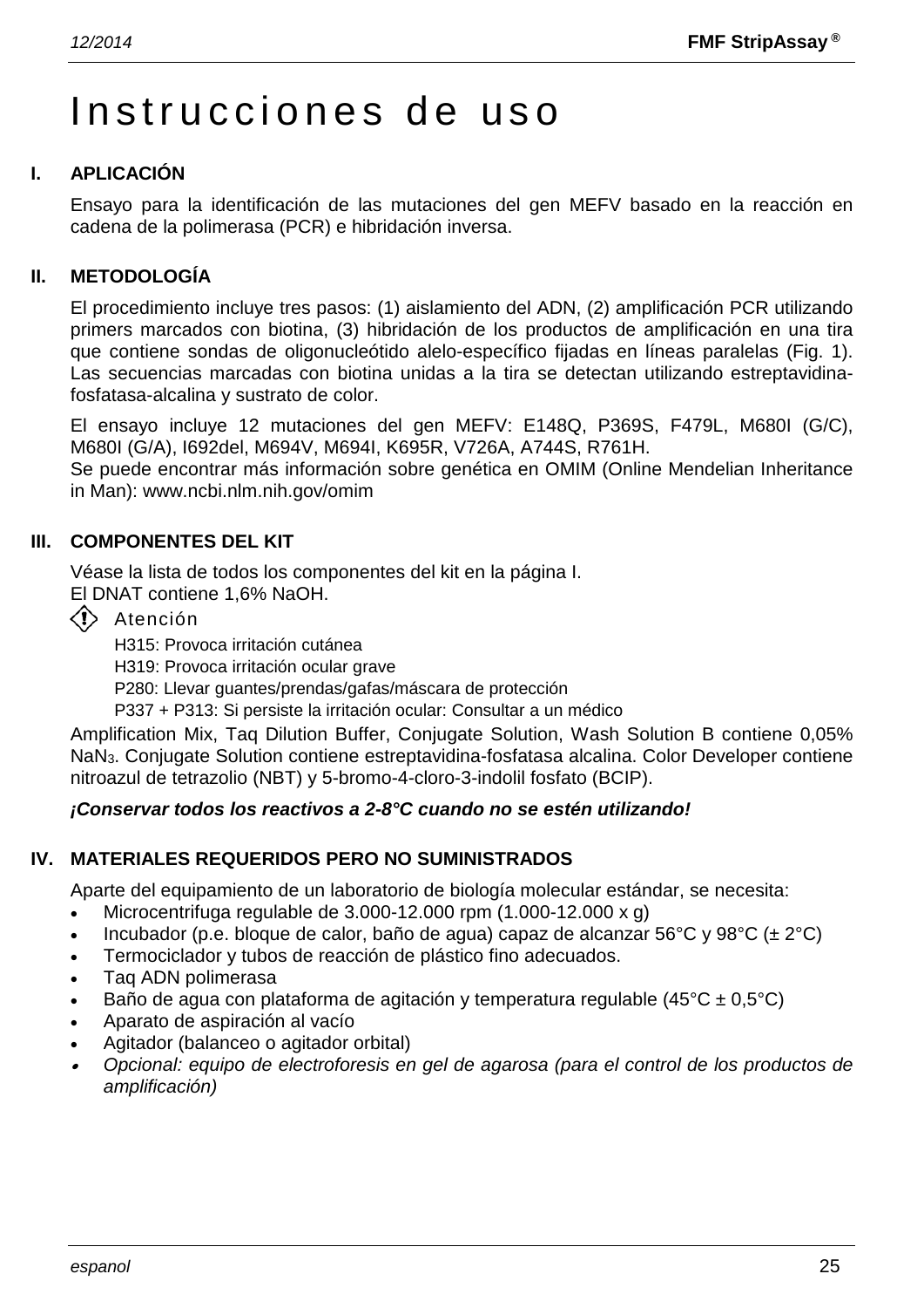# Instrucciones de uso

## I. APLICACIÓN

Ensayo para la identificación de las mutaciones del gen MEFV basado en la reacción en cadena de la polimerasa (PCR) e hibridación inversa.

## II. METODOLOGÍA

El procedimiento incluye tres pasos: (1) aislamiento del ADN, (2) amplificación PCR utilizando primers marcados con biotina, (3) hibridación de los productos de amplificación en una tira que contiene sondas de oligonucleótido alelo-específico fijadas en líneas paralelas (Fig. 1). Las secuencias marcadas con biotina unidas a la tira se detectan utilizando estreptavidina-fosfatasa-alcalina y sustrato de color.

El ensayo incluye 12 mutaciones del gen MEFV: E148Q, P369S, F479L, M680I (G/C), M680I (G/A), I692del, M694V, M694I, K695R, V726A, A744S, R761H.
Se puede encontrar más información sobre genética en OMIM (Online Mendelian Inheritance in Man): www.ncbi.nlm.nih.gov/omim

## III. COMPONENTES DEL KIT

Véase la lista de todos los componentes del kit en la página I.
El DNAT contiene 1,6% NaOH.

Atención

H315: Provoca irritación cutánea
H319: Provoca irritación ocular grave
P280: Llevar guantes/prendas/gafas/máscara de protección
P337 + P313: Si persiste la irritación ocular: Consultar a un médico

Amplification Mix, Taq Dilution Buffer, Conjugate Solution, Wash Solution B contiene 0,05% $NaN_3$. Conjugate Solution contiene estreptavidina-fosfatasa alcalina. Color Developer contiene nitroazul de tetrazolio (NBT) y 5-bromo-4-cloro-3-indolil fosfato (BCIP).

***¡Conservar todos los reactivos a 2-8°C cuando no se estén utilizando!***

## IV. MATERIALES REQUERIDOS PERO NO SUMINISTRADOS

Aparte del equipamiento de un laboratorio de biología molecular estándar, se necesita:

- Microcentrifuga regulable de 3.000-12.000 rpm (1.000-12.000 x g)
- Incubador (p.e. bloque de calor, baño de agua) capaz de alcanzar 56°C y 98°C (± 2°C)
- Termociclador y tubos de reacción de plástico fino adecuados.
- Taq ADN polimerasa
- Baño de agua con plataforma de agitación y temperatura regulable (45°C ± 0,5°C)
- Aparato de aspiración al vacío
- Agitador (balanceo o agitador orbital)
- *Opcional: equipo de electroforesis en gel de agarosa (para el control de los productos de amplificación)*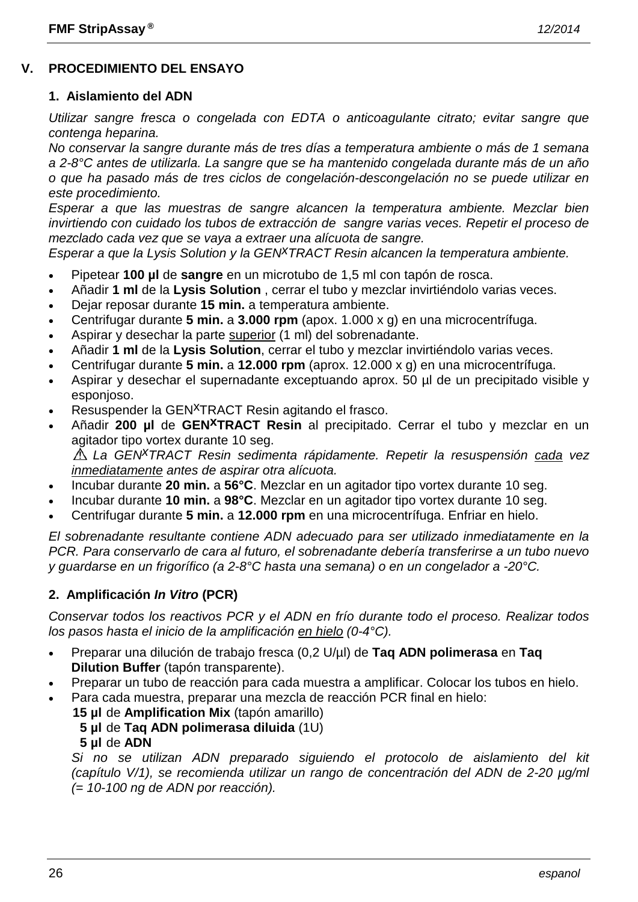## V. PROCEDIMIENTO DEL ENSAYO

### 1. Aislamiento del ADN

*Utilizar sangre fresca o congelada con EDTA o anticoagulante citrato; evitar sangre que contenga heparina.*
*No conservar la sangre durante más de tres días a temperatura ambiente o más de 1 semana a 2-8°C antes de utilizarla. La sangre que se ha mantenido congelada durante más de un año o que ha pasado más de tres ciclos de congelación-descongelación no se puede utilizar en este procedimiento.*
*Esperar a que las muestras de sangre alcancen la temperatura ambiente. Mezclar bien invirtiendo con cuidado los tubos de extracción de sangre varias veces. Repetir el proceso de mezclado cada vez que se vaya a extraer una alícuota de sangre.*
*Esperar a que la Lysis Solution y la GEN^X^TRACT Resin alcancen la temperatura ambiente.*

- Pipetear **100 µl** de **sangre** en un microtubo de 1,5 ml con tapón de rosca.
- Añadir **1 ml** de la **Lysis Solution** , cerrar el tubo y mezclar invirtiéndolo varias veces.
- Dejar reposar durante **15 min.** a temperatura ambiente.
- Centrifugar durante **5 min.** a **3.000 rpm** (apox. 1.000 x g) en una microcentrífuga.
- Aspirar y desechar la parte <u>superior</u> (1 ml) del sobrenadante.
- Añadir **1 ml** de la **Lysis Solution**, cerrar el tubo y mezclar invirtiéndolo varias veces.
- Centrifugar durante **5 min.** a **12.000 rpm** (aprox. 12.000 x g) en una microcentrífuga.
- Aspirar y desechar el supernadante exceptuando aprox. 50 µl de un precipitado visible y esponjoso.
- Resuspender la GEN^X^TRACT Resin agitando el frasco.
- Añadir **200 µl** de **GEN^X^TRACT Resin** al precipitado. Cerrar el tubo y mezclar en un agitador tipo vortex durante 10 seg.
  ⚠ *La GEN^X^TRACT Resin sedimenta rápidamente. Repetir la resuspensión <u>cada</u> vez <u>inmediatamente</u> antes de aspirar otra alícuota.*
- Incubar durante **20 min.** a **56°C**. Mezclar en un agitador tipo vortex durante 10 seg.
- Incubar durante **10 min.** a **98°C**. Mezclar en un agitador tipo vortex durante 10 seg.
- Centrifugar durante **5 min.** a **12.000 rpm** en una microcentrífuga. Enfriar en hielo.

*El sobrenadante resultante contiene ADN adecuado para ser utilizado inmediatamente en la PCR. Para conservarlo de cara al futuro, el sobrenadante debería transferirse a un tubo nuevo y guardarse en un frigorífico (a 2-8°C hasta una semana) o en un congelador a -20°C.*

### 2. Amplificación *In Vitro* (PCR)

*Conservar todos los reactivos PCR y el ADN en frío durante todo el proceso. Realizar todos los pasos hasta el inicio de la amplificación <u>en hielo</u> (0-4°C).*

- Preparar una dilución de trabajo fresca (0,2 U/µl) de **Taq ADN polimerasa** en **Taq Dilution Buffer** (tapón transparente).
- Preparar un tubo de reacción para cada muestra a amplificar. Colocar los tubos en hielo.
- Para cada muestra, preparar una mezcla de reacción PCR final en hielo:
  **15 µl** de **Amplification Mix** (tapón amarillo)
  **5 µl** de **Taq ADN polimerasa diluida** (1U)
  **5 µl** de **ADN**
  *Si no se utilizan ADN preparado siguiendo el protocolo de aislamiento del kit (capítulo V/1), se recomienda utilizar un rango de concentración del ADN de 2-20 µg/ml (= 10-100 ng de ADN por reacción).*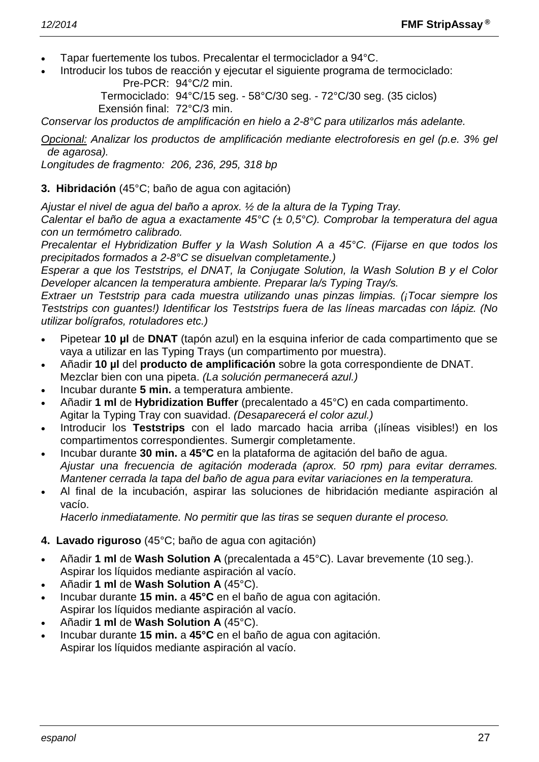- Tapar fuertemente los tubos. Precalentar el termociclador a 94°C.
- Introducir los tubos de reacción y ejecutar el siguiente programa de termociclado:

  Pre-PCR: 94°C/2 min.
  Termociclado: 94°C/15 seg. - 58°C/30 seg. - 72°C/30 seg. (35 ciclos)
  Exensión final: 72°C/3 min.

*Conservar los productos de amplificación en hielo a 2-8°C para utilizarlos más adelante.*

*<u>Opcional:</u> Analizar los productos de amplificación mediante electroforesis en gel (p.e. 3% gel de agarosa).*
*Longitudes de fragmento: 206, 236, 295, 318 bp*

**3. Hibridación** (45°C; baño de agua con agitación)

*Ajustar el nivel de agua del baño a aprox. ½ de la altura de la Typing Tray.*
*Calentar el baño de agua a exactamente 45°C (± 0,5°C). Comprobar la temperatura del agua con un termómetro calibrado.*
*Precalentar el Hybridization Buffer y la Wash Solution A a 45°C. (Fijarse en que todos los precipitados formados a 2-8°C se disuelvan completamente.)*
*Esperar a que los Teststrips, el DNAT, la Conjugate Solution, la Wash Solution B y el Color Developer alcancen la temperatura ambiente. Preparar la/s Typing Tray/s.*
*Extraer un Teststrip para cada muestra utilizando unas pinzas limpias. (¡Tocar siempre los Teststrips con guantes!) Identificar los Teststrips fuera de las líneas marcadas con lápiz. (No utilizar bolígrafos, rotuladores etc.)*

- Pipetear **10 µl** de **DNAT** (tapón azul) en la esquina inferior de cada compartimento que se vaya a utilizar en las Typing Trays (un compartimento por muestra).
- Añadir **10 µl** del **producto de amplificación** sobre la gota correspondiente de DNAT. Mezclar bien con una pipeta. *(La solución permanecerá azul.)*
- Incubar durante **5 min.** a temperatura ambiente.
- Añadir **1 ml** de **Hybridization Buffer** (precalentado a 45°C) en cada compartimento. Agitar la Typing Tray con suavidad. *(Desaparecerá el color azul.)*
- Introducir los **Teststrips** con el lado marcado hacia arriba (¡líneas visibles!) en los compartimentos correspondientes. Sumergir completamente.
- Incubar durante **30 min.** a **45°C** en la plataforma de agitación del baño de agua.
  *Ajustar una frecuencia de agitación moderada (aprox. 50 rpm) para evitar derrames. Mantener cerrada la tapa del baño de agua para evitar variaciones en la temperatura.*
- Al final de la incubación, aspirar las soluciones de hibridación mediante aspiración al vacío.
  *Hacerlo inmediatamente. No permitir que las tiras se sequen durante el proceso.*

**4. Lavado riguroso** (45°C; baño de agua con agitación)

- Añadir **1 ml** de **Wash Solution A** (precalentada a 45°C). Lavar brevemente (10 seg.). Aspirar los líquidos mediante aspiración al vacío.
- Añadir **1 ml** de **Wash Solution A** (45°C).
- Incubar durante **15 min.** a **45°C** en el baño de agua con agitación. Aspirar los líquidos mediante aspiración al vacío.
- Añadir **1 ml** de **Wash Solution A** (45°C).
- Incubar durante **15 min.** a **45°C** en el baño de agua con agitación. Aspirar los líquidos mediante aspiración al vacío.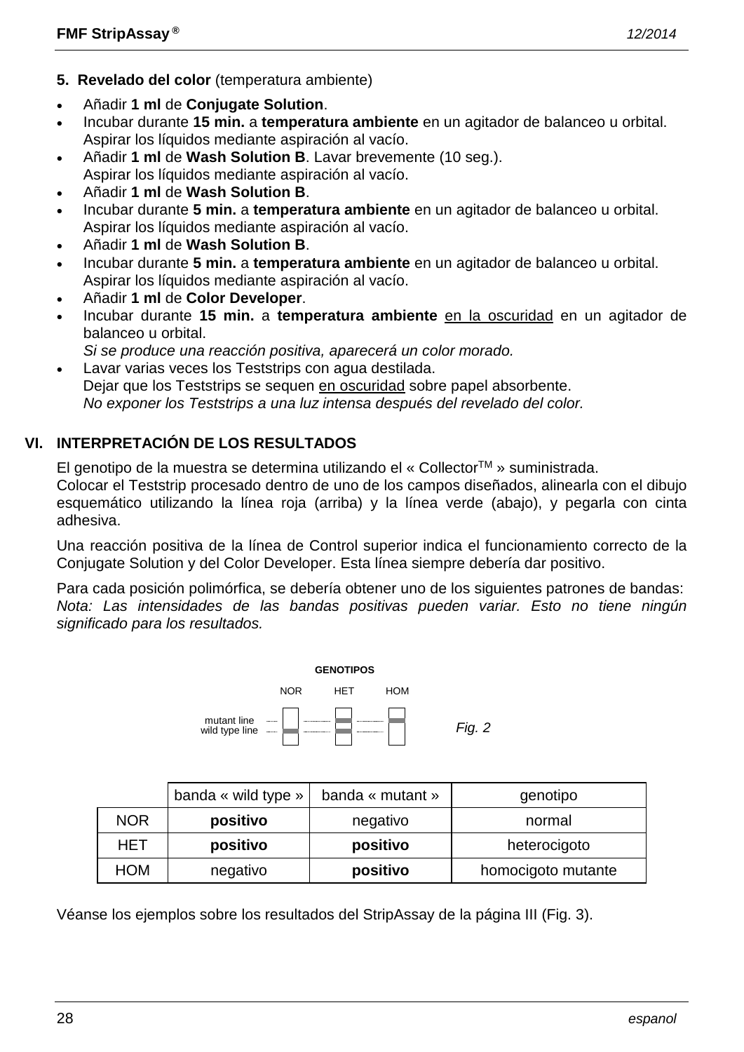**5. Revelado del color** (temperatura ambiente)

- Añadir **1 ml** de **Conjugate Solution**.
- Incubar durante **15 min.** a **temperatura ambiente** en un agitador de balanceo u orbital. Aspirar los líquidos mediante aspiración al vacío.
- Añadir **1 ml** de **Wash Solution B**. Lavar brevemente (10 seg.). Aspirar los líquidos mediante aspiración al vacío.
- Añadir **1 ml** de **Wash Solution B**.
- Incubar durante **5 min.** a **temperatura ambiente** en un agitador de balanceo u orbital. Aspirar los líquidos mediante aspiración al vacío.
- Añadir **1 ml** de **Wash Solution B**.
- Incubar durante **5 min.** a **temperatura ambiente** en un agitador de balanceo u orbital. Aspirar los líquidos mediante aspiración al vacío.
- Añadir **1 ml** de **Color Developer**.
- Incubar durante **15 min.** a **temperatura ambiente** en la oscuridad en un agitador de balanceo u orbital.
  *Si se produce una reacción positiva, aparecerá un color morado.*
- Lavar varias veces los Teststrips con agua destilada.
  Dejar que los Teststrips se sequen en oscuridad sobre papel absorbente.
  *No exponer los Teststrips a una luz intensa después del revelado del color.*

## VI. INTERPRETACIÓN DE LOS RESULTADOS

El genotipo de la muestra se determina utilizando el « Collector™ » suministrada.
Colocar el Teststrip procesado dentro de uno de los campos diseñados, alinearla con el dibujo esquemático utilizando la línea roja (arriba) y la línea verde (abajo), y pegarla con cinta adhesiva.

Una reacción positiva de la línea de Control superior indica el funcionamiento correcto de la Conjugate Solution y del Color Developer. Esta línea siempre debería dar positivo.

Para cada posición polimórfica, se debería obtener uno de los siguientes patrones de bandas:
*Nota: Las intensidades de las bandas positivas pueden variar. Esto no tiene ningún significado para los resultados.*

GENOTIPOS

NOR HET HOM

mutant line
wild type line

*Fig. 2*

| | banda « wild type » | banda « mutant » | genotipo |
|---|---|---|---|
| NOR | **positivo** | negativo | normal |
| HET | **positivo** | **positivo** | heterocigoto |
| HOM | negativo | **positivo** | homocigoto mutante |

Véanse los ejemplos sobre los resultados del StripAssay de la página III (Fig. 3).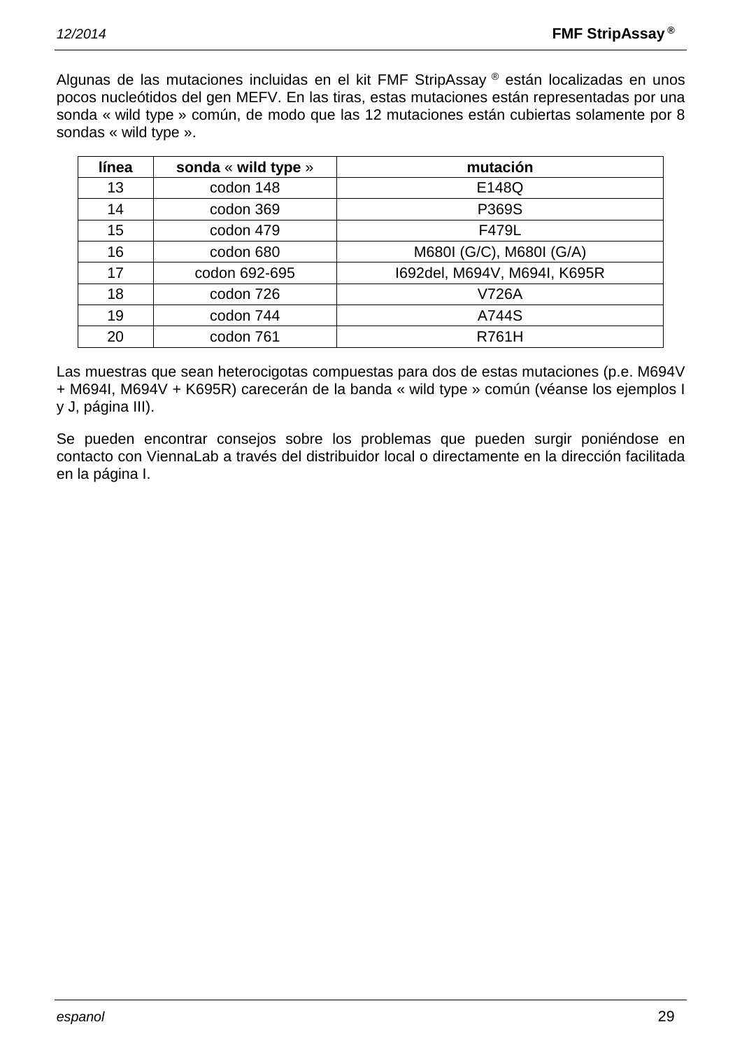Algunas de las mutaciones incluidas en el kit FMF StripAssay ® están localizadas en unos pocos nucleótidos del gen MEFV. En las tiras, estas mutaciones están representadas por una sonda « wild type » común, de modo que las 12 mutaciones están cubiertas solamente por 8 sondas « wild type ».

| **línea** | **sonda** « **wild type** » | **mutación** |
|---|---|---|
| 13 | codon 148 | E148Q |
| 14 | codon 369 | P369S |
| 15 | codon 479 | F479L |
| 16 | codon 680 | M680I (G/C), M680I (G/A) |
| 17 | codon 692-695 | I692del, M694V, M694I, K695R |
| 18 | codon 726 | V726A |
| 19 | codon 744 | A744S |
| 20 | codon 761 | R761H |

Las muestras que sean heterocigotas compuestas para dos de estas mutaciones (p.e. M694V + M694I, M694V + K695R) carecerán de la banda « wild type » común (véanse los ejemplos I y J, página III).

Se pueden encontrar consejos sobre los problemas que pueden surgir poniéndose en contacto con ViennaLab a través del distribuidor local o directamente en la dirección facilitada en la página I.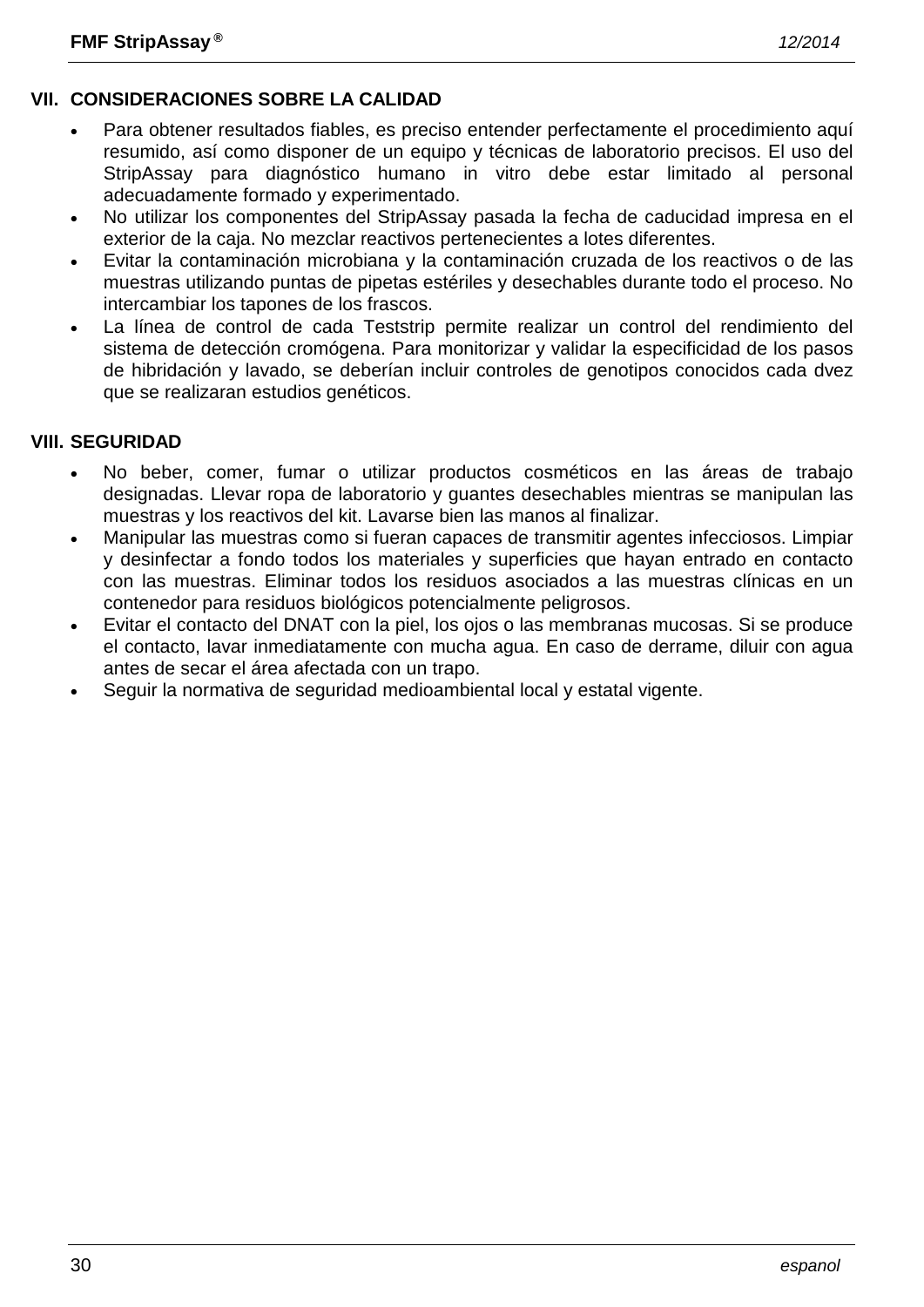## VII. CONSIDERACIONES SOBRE LA CALIDAD

- Para obtener resultados fiables, es preciso entender perfectamente el procedimiento aquí resumido, así como disponer de un equipo y técnicas de laboratorio precisos. El uso del StripAssay para diagnóstico humano in vitro debe estar limitado al personal adecuadamente formado y experimentado.
- No utilizar los componentes del StripAssay pasada la fecha de caducidad impresa en el exterior de la caja. No mezclar reactivos pertenecientes a lotes diferentes.
- Evitar la contaminación microbiana y la contaminación cruzada de los reactivos o de las muestras utilizando puntas de pipetas estériles y desechables durante todo el proceso. No intercambiar los tapones de los frascos.
- La línea de control de cada Teststrip permite realizar un control del rendimiento del sistema de detección cromógena. Para monitorizar y validar la especificidad de los pasos de hibridación y lavado, se deberían incluir controles de genotipos conocidos cada dvez que se realizaran estudios genéticos.

## VIII. SEGURIDAD

- No beber, comer, fumar o utilizar productos cosméticos en las áreas de trabajo designadas. Llevar ropa de laboratorio y guantes desechables mientras se manipulan las muestras y los reactivos del kit. Lavarse bien las manos al finalizar.
- Manipular las muestras como si fueran capaces de transmitir agentes infecciosos. Limpiar y desinfectar a fondo todos los materiales y superficies que hayan entrado en contacto con las muestras. Eliminar todos los residuos asociados a las muestras clínicas en un contenedor para residuos biológicos potencialmente peligrosos.
- Evitar el contacto del DNAT con la piel, los ojos o las membranas mucosas. Si se produce el contacto, lavar inmediatamente con mucha agua. En caso de derrame, diluir con agua antes de secar el área afectada con un trapo.
- Seguir la normativa de seguridad medioambiental local y estatal vigente.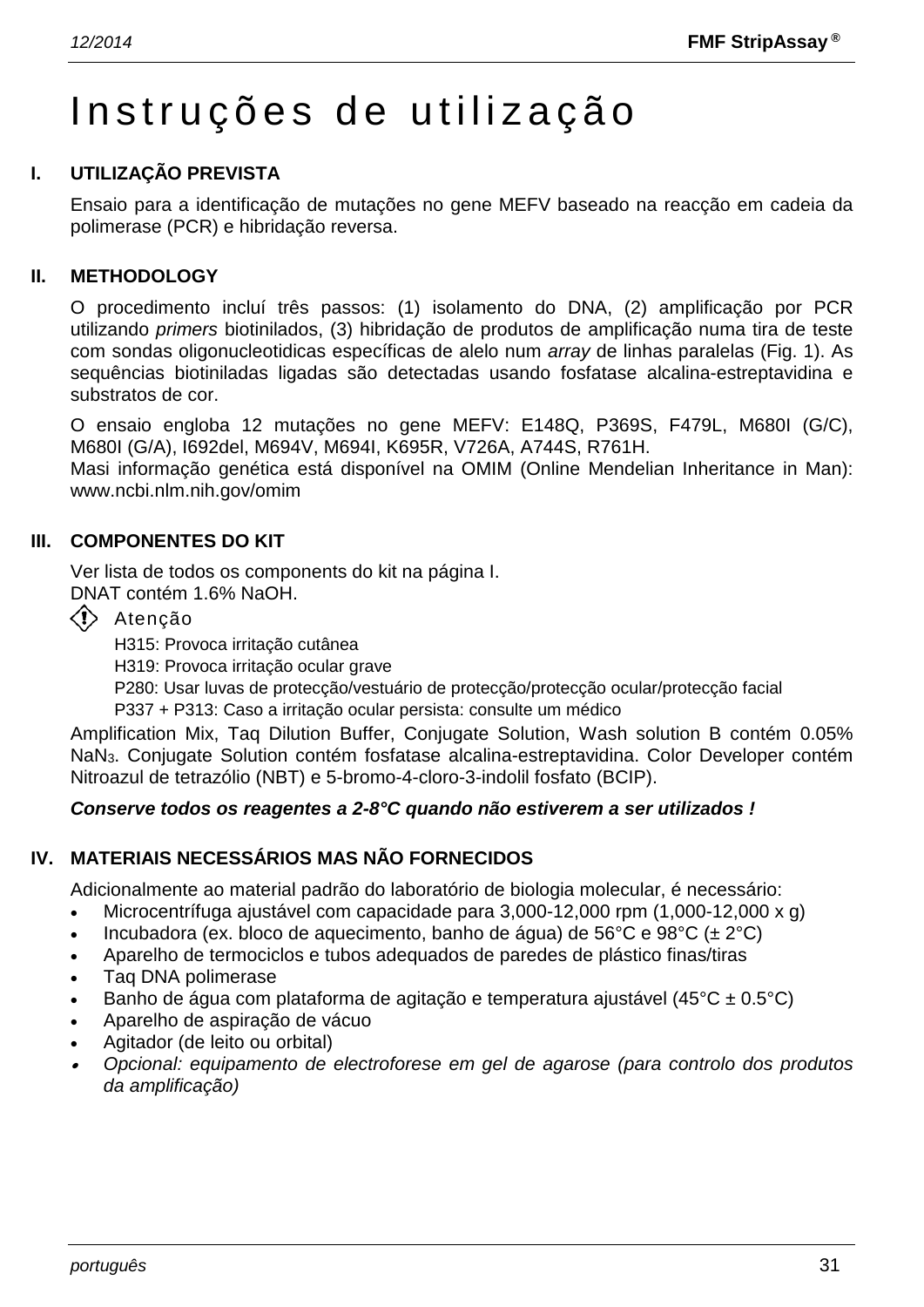# Instruções de utilização

## I. UTILIZAÇÃO PREVISTA

Ensaio para a identificação de mutações no gene MEFV baseado na reacção em cadeia da polimerase (PCR) e hibridação reversa.

## II. METHODOLOGY

O procedimento incluí três passos: (1) isolamento do DNA, (2) amplificação por PCR utilizando *primers* biotinilados, (3) hibridação de produtos de amplificação numa tira de teste com sondas oligonucleotidicas específicas de alelo num *array* de linhas paralelas (Fig. 1). As sequências biotiniladas ligadas são detectadas usando fosfatase alcalina-estreptavidina e substratos de cor.

O ensaio engloba 12 mutações no gene MEFV: E148Q, P369S, F479L, M680I (G/C), M680I (G/A), I692del, M694V, M694I, K695R, V726A, A744S, R761H.
Masi informação genética está disponível na OMIM (Online Mendelian Inheritance in Man): www.ncbi.nlm.nih.gov/omim

## III. COMPONENTES DO KIT

Ver lista de todos os components do kit na página I.
DNAT contém 1.6% NaOH.

Atenção

H315: Provoca irritação cutânea
H319: Provoca irritação ocular grave
P280: Usar luvas de protecção/vestuário de protecção/protecção ocular/protecção facial
P337 + P313: Caso a irritação ocular persista: consulte um médico

Amplification Mix, Taq Dilution Buffer, Conjugate Solution, Wash solution B contém 0.05% $NaN_3$. Conjugate Solution contém fosfatase alcalina-estreptavidina. Color Developer contém Nitroazul de tetrazólio (NBT) e 5-bromo-4-cloro-3-indolil fosfato (BCIP).

***Conserve todos os reagentes a 2-8°C quando não estiverem a ser utilizados !***

## IV. MATERIAIS NECESSÁRIOS MAS NÃO FORNECIDOS

Adicionalmente ao material padrão do laboratório de biologia molecular, é necessário:

- Microcentrífuga ajustável com capacidade para 3,000-12,000 rpm (1,000-12,000 x g)
- Incubadora (ex. bloco de aquecimento, banho de água) de 56°C e 98°C (± 2°C)
- Aparelho de termociclos e tubos adequados de paredes de plástico finas/tiras
- Taq DNA polimerase
- Banho de água com plataforma de agitação e temperatura ajustável (45°C ± 0.5°C)
- Aparelho de aspiração de vácuo
- Agitador (de leito ou orbital)
- *Opcional: equipamento de electroforese em gel de agarose (para controlo dos produtos da amplificação)*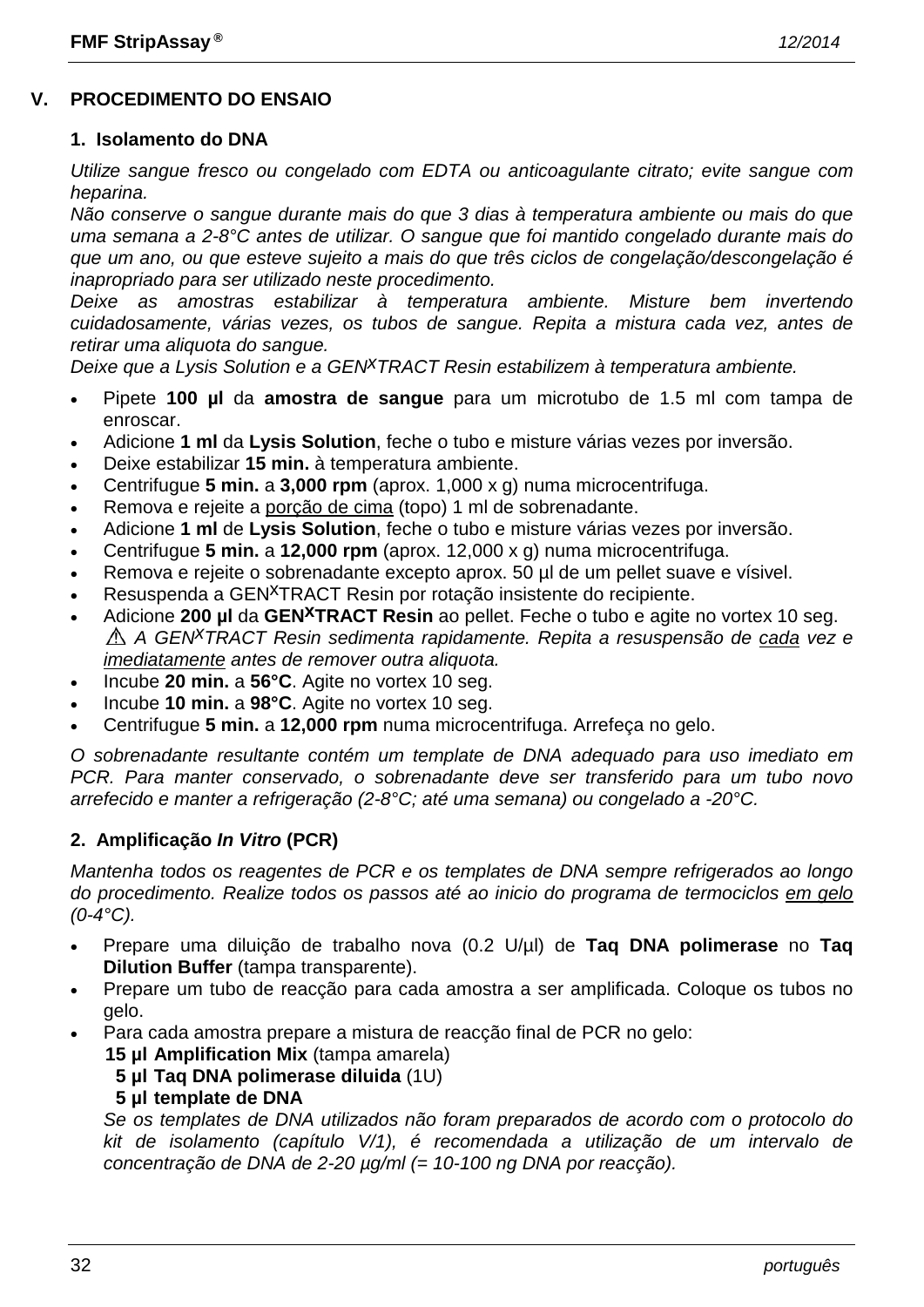## V. PROCEDIMENTO DO ENSAIO

### 1. Isolamento do DNA

*Utilize sangue fresco ou congelado com EDTA ou anticoagulante citrato; evite sangue com heparina.*
*Não conserve o sangue durante mais do que 3 dias à temperatura ambiente ou mais do que uma semana a 2-8°C antes de utilizar. O sangue que foi mantido congelado durante mais do que um ano, ou que esteve sujeito a mais do que três ciclos de congelação/descongelação é inapropriado para ser utilizado neste procedimento.*
*Deixe as amostras estabilizar à temperatura ambiente. Misture bem invertendo cuidadosamente, várias vezes, os tubos de sangue. Repita a mistura cada vez, antes de retirar uma aliquota do sangue.*
*Deixe que a Lysis Solution e a GEN^X^TRACT Resin estabilizem à temperatura ambiente.*

- Pipete **100 µl** da **amostra de sangue** para um microtubo de 1.5 ml com tampa de enroscar.
- Adicione **1 ml** da **Lysis Solution**, feche o tubo e misture várias vezes por inversão.
- Deixe estabilizar **15 min.** à temperatura ambiente.
- Centrifugue **5 min.** a **3,000 rpm** (aprox. 1,000 x g) numa microcentrifuga.
- Remova e rejeite a porção de cima (topo) 1 ml de sobrenadante.
- Adicione **1 ml** de **Lysis Solution**, feche o tubo e misture várias vezes por inversão.
- Centrifugue **5 min.** a **12,000 rpm** (aprox. 12,000 x g) numa microcentrifuga.
- Remova e rejeite o sobrenadante excepto aprox. 50 µl de um pellet suave e vísivel.
- Resuspenda a GEN^X^TRACT Resin por rotação insistente do recipiente.
- Adicione **200 µl** da **GEN^X^TRACT Resin** ao pellet. Feche o tubo e agite no vortex 10 seg.
  ⚠ *A GEN^X^TRACT Resin sedimenta rapidamente. Repita a resuspensão de cada vez e imediatamente antes de remover outra aliquota.*
- Incube **20 min.** a **56°C**. Agite no vortex 10 seg.
- Incube **10 min.** a **98°C**. Agite no vortex 10 seg.
- Centrifugue **5 min.** a **12,000 rpm** numa microcentrifuga. Arrefeça no gelo.

*O sobrenadante resultante contém um template de DNA adequado para uso imediato em PCR. Para manter conservado, o sobrenadante deve ser transferido para um tubo novo arrefecido e manter a refrigeração (2-8°C; até uma semana) ou congelado a -20°C.*

### 2. Amplificação *In Vitro* (PCR)

*Mantenha todos os reagentes de PCR e os templates de DNA sempre refrigerados ao longo do procedimento. Realize todos os passos até ao inicio do programa de termociclos em gelo (0-4°C).*

- Prepare uma diluição de trabalho nova (0.2 U/µl) de **Taq DNA polimerase** no **Taq Dilution Buffer** (tampa transparente).
- Prepare um tubo de reacção para cada amostra a ser amplificada. Coloque os tubos no gelo.
- Para cada amostra prepare a mistura de reacção final de PCR no gelo:
  **15 µl Amplification Mix** (tampa amarela)
  **5 µl Taq DNA polimerase diluida** (1U)
  **5 µl template de DNA**
  *Se os templates de DNA utilizados não foram preparados de acordo com o protocolo do kit de isolamento (capítulo V/1), é recomendada a utilização de um intervalo de concentração de DNA de 2-20 µg/ml (= 10-100 ng DNA por reacção).*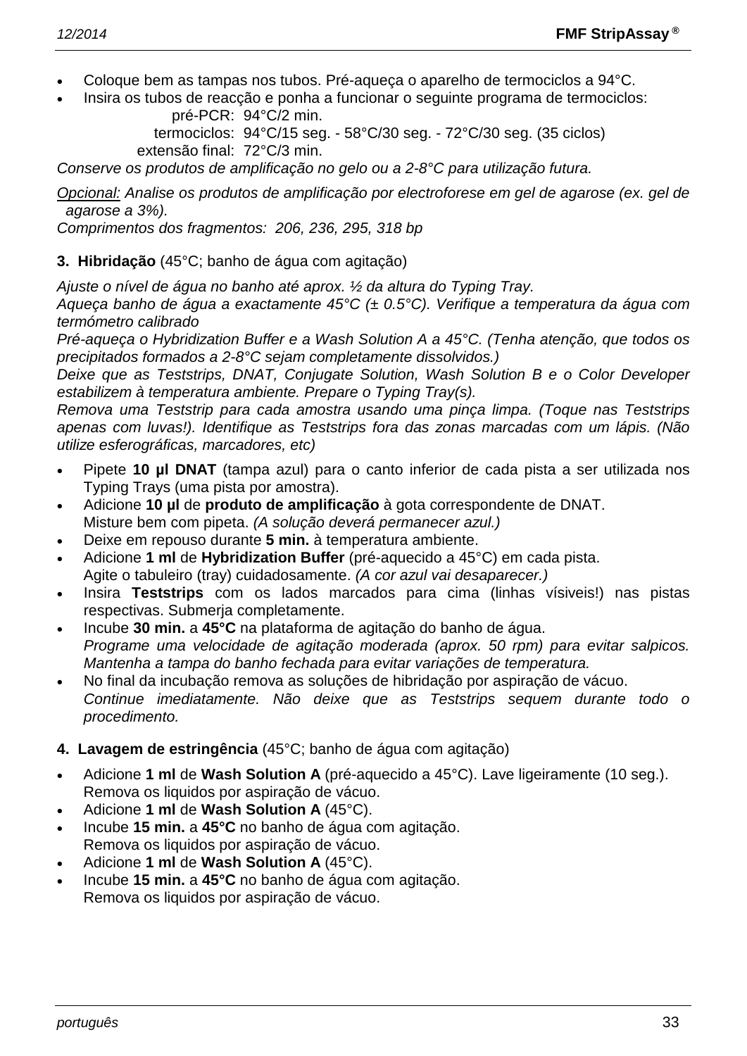- Coloque bem as tampas nos tubos. Pré-aqueça o aparelho de termociclos a 94°C.
- Insira os tubos de reacção e ponha a funcionar o seguinte programa de termociclos:

  pré-PCR: 94°C/2 min.
  termociclos: 94°C/15 seg. - 58°C/30 seg. - 72°C/30 seg. (35 ciclos)
  extensão final: 72°C/3 min.

*Conserve os produtos de amplificação no gelo ou a 2-8°C para utilização futura.*

*Opcional: Analise os produtos de amplificação por electroforese em gel de agarose (ex. gel de agarose a 3%).*
*Comprimentos dos fragmentos: 206, 236, 295, 318 bp*

**3. Hibridação** (45°C; banho de água com agitação)

*Ajuste o nível de água no banho até aprox. ½ da altura do Typing Tray.*
*Aqueça banho de água a exactamente 45°C (± 0.5°C). Verifique a temperatura da água com termómetro calibrado*
*Pré-aqueça o Hybridization Buffer e a Wash Solution A a 45°C. (Tenha atenção, que todos os precipitados formados a 2-8°C sejam completamente dissolvidos.)*
*Deixe que as Teststrips, DNAT, Conjugate Solution, Wash Solution B e o Color Developer estabilizem à temperatura ambiente. Prepare o Typing Tray(s).*
*Remova uma Teststrip para cada amostra usando uma pinça limpa. (Toque nas Teststrips apenas com luvas!). Identifique as Teststrips fora das zonas marcadas com um lápis. (Não utilize esferográficas, marcadores, etc)*

- Pipete **10 µl DNAT** (tampa azul) para o canto inferior de cada pista a ser utilizada nos Typing Trays (uma pista por amostra).
- Adicione **10 µl** de **produto de amplificação** à gota correspondente de DNAT.
  Misture bem com pipeta. *(A solução deverá permanecer azul.)*
- Deixe em repouso durante **5 min.** à temperatura ambiente.
- Adicione **1 ml** de **Hybridization Buffer** (pré-aquecido a 45°C) em cada pista.
  Agite o tabuleiro (tray) cuidadosamente. *(A cor azul vai desaparecer.)*
- Insira **Teststrips** com os lados marcados para cima (linhas vísiveis!) nas pistas respectivas. Submerja completamente.
- Incube **30 min.** a **45°C** na plataforma de agitação do banho de água.
  *Programe uma velocidade de agitação moderada (aprox. 50 rpm) para evitar salpicos. Mantenha a tampa do banho fechada para evitar variações de temperatura.*
- No final da incubação remova as soluções de hibridação por aspiração de vácuo.
  *Continue imediatamente. Não deixe que as Teststrips sequem durante todo o procedimento.*

**4. Lavagem de estringência** (45°C; banho de água com agitação)

- Adicione **1 ml** de **Wash Solution A** (pré-aquecido a 45°C). Lave ligeiramente (10 seg.).
  Remova os liquidos por aspiração de vácuo.
- Adicione **1 ml** de **Wash Solution A** (45°C).
- Incube **15 min.** a **45°C** no banho de água com agitação.
  Remova os liquidos por aspiração de vácuo.
- Adicione **1 ml** de **Wash Solution A** (45°C).
- Incube **15 min.** a **45°C** no banho de água com agitação.
  Remova os liquidos por aspiração de vácuo.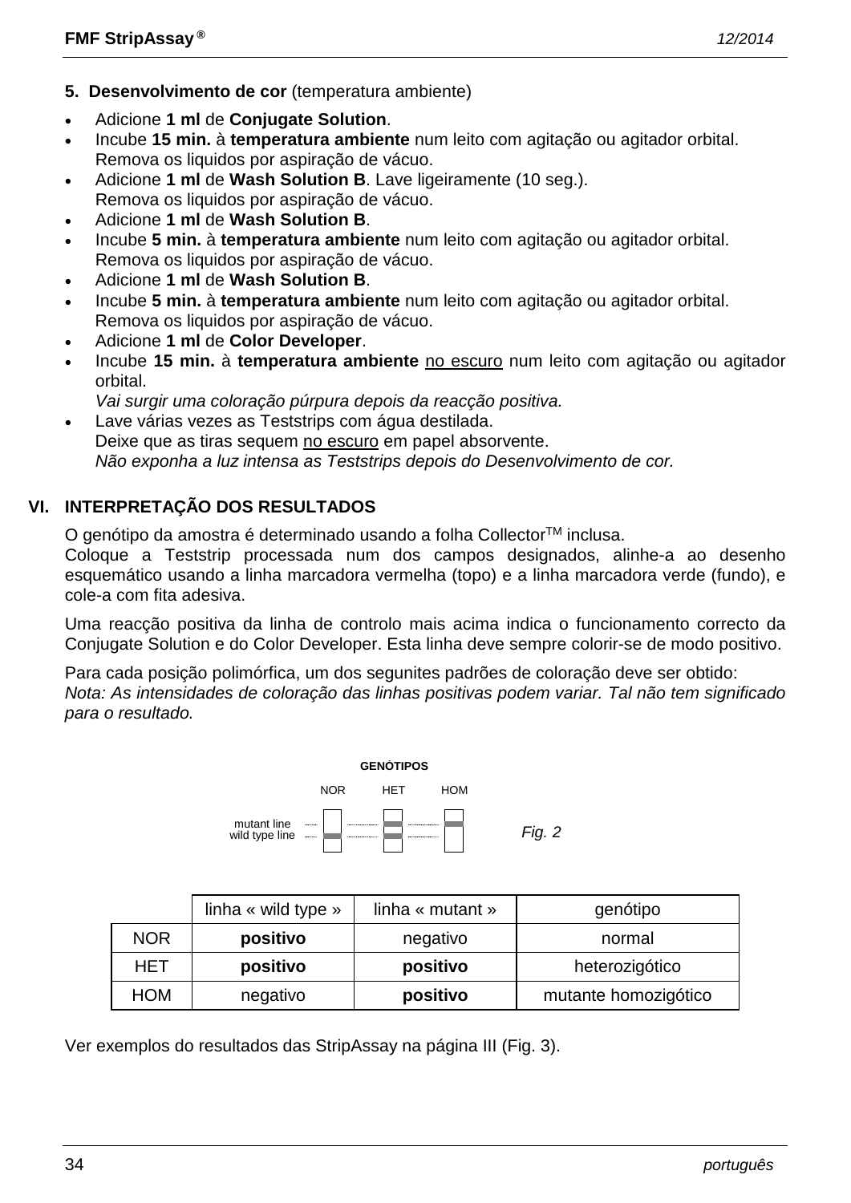**5. Desenvolvimento de cor** (temperatura ambiente)

- Adicione **1 ml** de **Conjugate Solution**.
- Incube **15 min.** à **temperatura ambiente** num leito com agitação ou agitador orbital.
  Remova os liquidos por aspiração de vácuo.
- Adicione **1 ml** de **Wash Solution B**. Lave ligeiramente (10 seg.).
  Remova os liquidos por aspiração de vácuo.
- Adicione **1 ml** de **Wash Solution B**.
- Incube **5 min.** à **temperatura ambiente** num leito com agitação ou agitador orbital.
  Remova os liquidos por aspiração de vácuo.
- Adicione **1 ml** de **Wash Solution B**.
- Incube **5 min.** à **temperatura ambiente** num leito com agitação ou agitador orbital.
  Remova os liquidos por aspiração de vácuo.
- Adicione **1 ml** de **Color Developer**.
- Incube **15 min.** à **temperatura ambiente** <u>no escuro</u> num leito com agitação ou agitador orbital.
  *Vai surgir uma coloração púrpura depois da reacção positiva.*
- Lave várias vezes as Teststrips com água destilada.
  Deixe que as tiras sequem <u>no escuro</u> em papel absorvente.
  *Não exponha a luz intensa as Teststrips depois do Desenvolvimento de cor.*

## VI. INTERPRETAÇÃO DOS RESULTADOS

O genótipo da amostra é determinado usando a folha Collector™ inclusa.
Coloque a Teststrip processada num dos campos designados, alinhe-a ao desenho esquemático usando a linha marcadora vermelha (topo) e a linha marcadora verde (fundo), e cole-a com fita adesiva.

Uma reacção positiva da linha de controlo mais acima indica o funcionamento correcto da Conjugate Solution e do Color Developer. Esta linha deve sempre colorir-se de modo positivo.

Para cada posição polimórfica, um dos segunites padrões de coloração deve ser obtido:
*Nota: As intensidades de coloração das linhas positivas podem variar. Tal não tem significado para o resultado.*

**GENÓTIPOS**

NOR HET HOM

mutant line
wild type line

*Fig. 2*

| | linha « wild type » | linha « mutant » | genótipo |
|---|---|---|---|
| NOR | **positivo** | negativo | normal |
| HET | **positivo** | **positivo** | heterozigótico |
| HOM | negativo | **positivo** | mutante homozigótico |

Ver exemplos do resultados das StripAssay na página III (Fig. 3).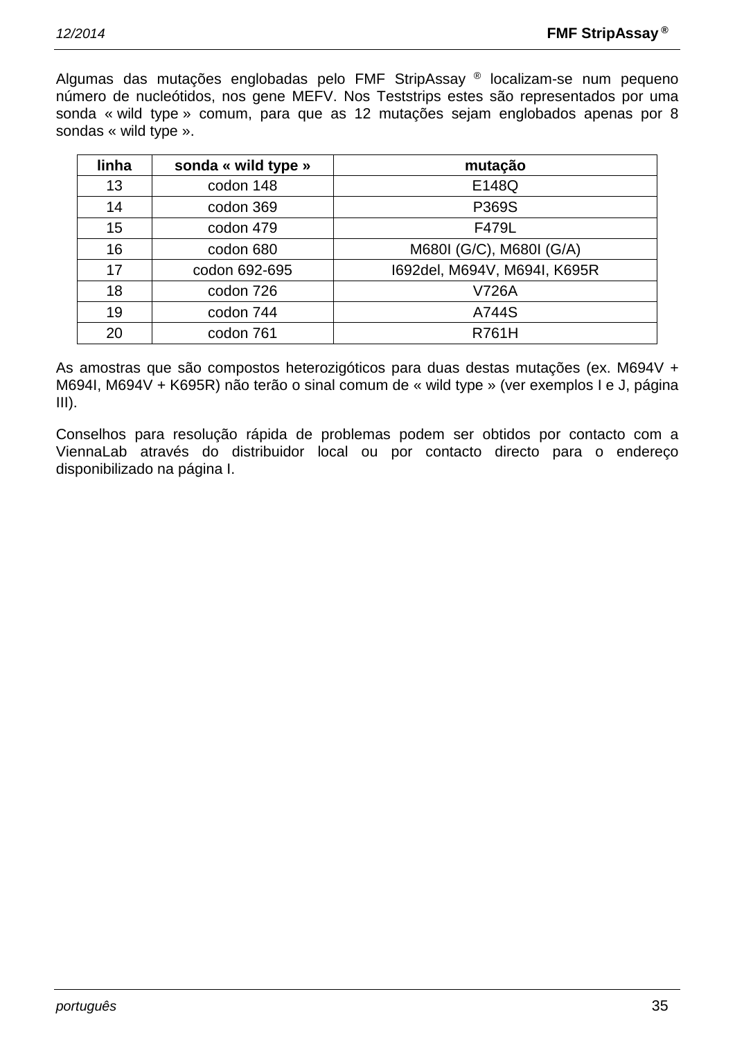Algumas das mutações englobadas pelo FMF StripAssay ® localizam-se num pequeno número de nucleótidos, nos gene MEFV. Nos Teststrips estes são representados por uma sonda « wild type » comum, para que as 12 mutações sejam englobados apenas por 8 sondas « wild type ».

| linha | sonda « wild type » | mutação |
|---|---|---|
| 13 | codon 148 | E148Q |
| 14 | codon 369 | P369S |
| 15 | codon 479 | F479L |
| 16 | codon 680 | M680I (G/C), M680I (G/A) |
| 17 | codon 692-695 | I692del, M694V, M694I, K695R |
| 18 | codon 726 | V726A |
| 19 | codon 744 | A744S |
| 20 | codon 761 | R761H |

As amostras que são compostos heterozigóticos para duas destas mutações (ex. M694V + M694I, M694V + K695R) não terão o sinal comum de « wild type » (ver exemplos I e J, página III).

Conselhos para resolução rápida de problemas podem ser obtidos por contacto com a ViennaLab através do distribuidor local ou por contacto directo para o endereço disponibilizado na página I.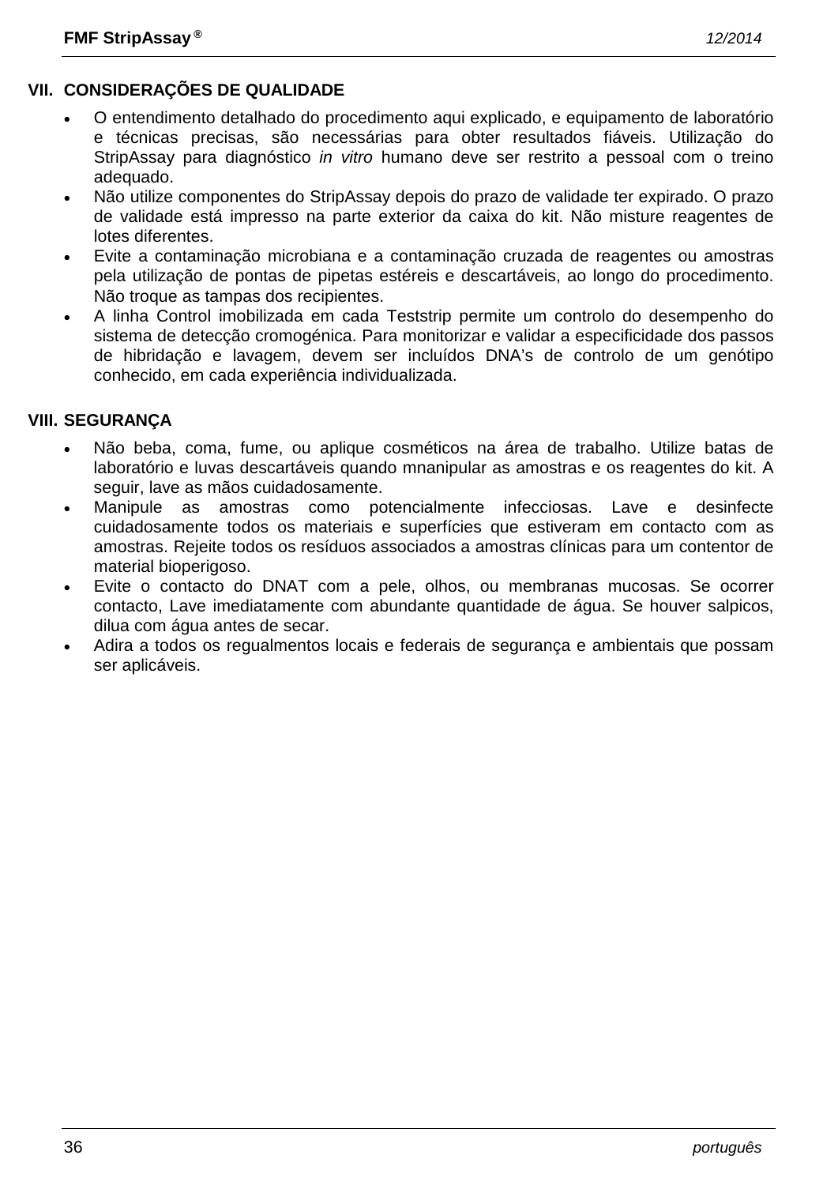## VII. CONSIDERAÇÕES DE QUALIDADE

- O entendimento detalhado do procedimento aqui explicado, e equipamento de laboratório e técnicas precisas, são necessárias para obter resultados fiáveis. Utilização do StripAssay para diagnóstico *in vitro* humano deve ser restrito a pessoal com o treino adequado.
- Não utilize componentes do StripAssay depois do prazo de validade ter expirado. O prazo de validade está impresso na parte exterior da caixa do kit. Não misture reagentes de lotes diferentes.
- Evite a contaminação microbiana e a contaminação cruzada de reagentes ou amostras pela utilização de pontas de pipetas estéreis e descartáveis, ao longo do procedimento. Não troque as tampas dos recipientes.
- A linha Control imobilizada em cada Teststrip permite um controlo do desempenho do sistema de detecção cromogénica. Para monitorizar e validar a especificidade dos passos de hibridação e lavagem, devem ser incluídos DNA's de controlo de um genótipo conhecido, em cada experiência individualizada.

## VIII. SEGURANÇA

- Não beba, coma, fume, ou aplique cosméticos na área de trabalho. Utilize batas de laboratório e luvas descartáveis quando mnanipular as amostras e os reagentes do kit. A seguir, lave as mãos cuidadosamente.
- Manipule as amostras como potencialmente infecciosas. Lave e desinfecte cuidadosamente todos os materiais e superfícies que estiveram em contacto com as amostras. Rejeite todos os resíduos associados a amostras clínicas para um contentor de material bioperigoso.
- Evite o contacto do DNAT com a pele, olhos, ou membranas mucosas. Se ocorrer contacto, Lave imediatamente com abundante quantidade de água. Se houver salpicos, dilua com água antes de secar.
- Adira a todos os regualmentos locais e federais de segurança e ambientais que possam ser aplicáveis.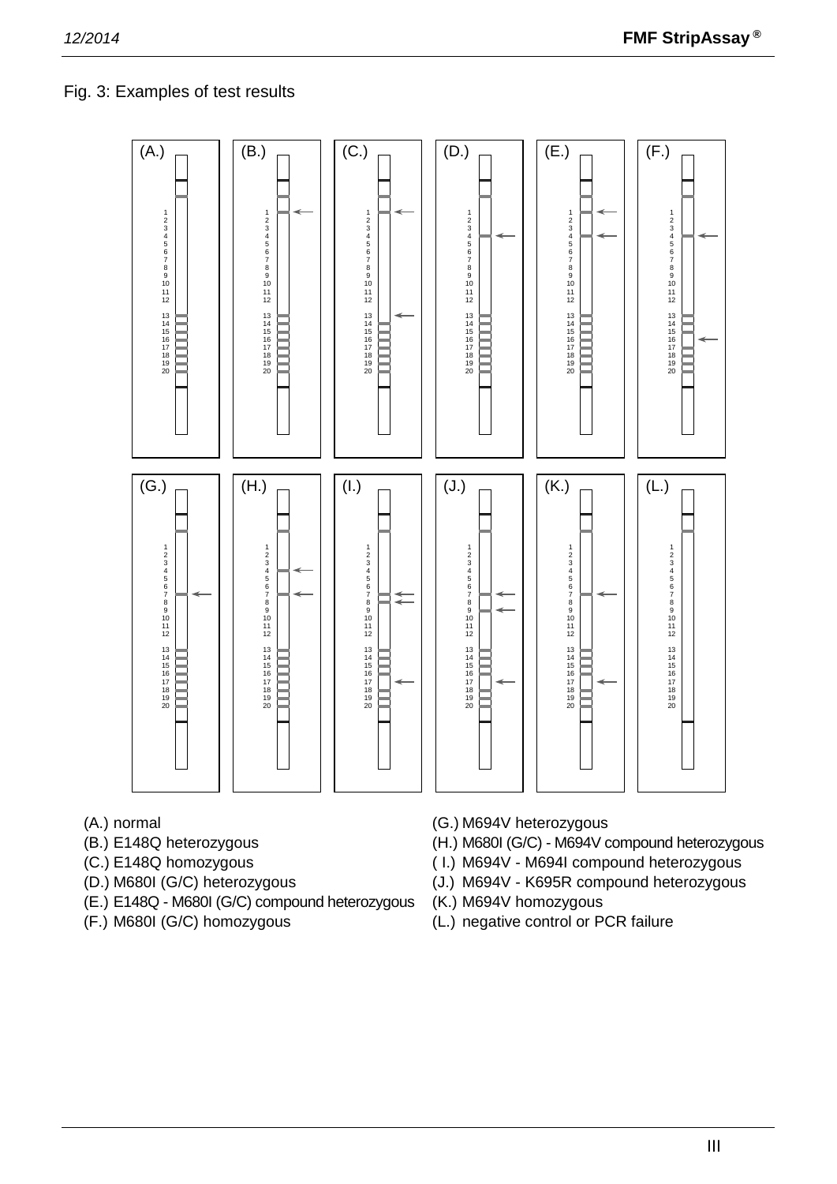Fig. 3: Examples of test results

(A.) normal

(B.) E148Q heterozygous

(C.) E148Q homozygous

(D.) M680I (G/C) heterozygous

(E.) E148Q - M680I (G/C) compound heterozygous

(F.) M680I (G/C) homozygous

(G.) M694V heterozygous

(H.) M680I (G/C) - M694V compound heterozygous

( I.) M694V - M694I compound heterozygous

(J.) M694V - K695R compound heterozygous

(K.) M694V homozygous

(L.) negative control or PCR failure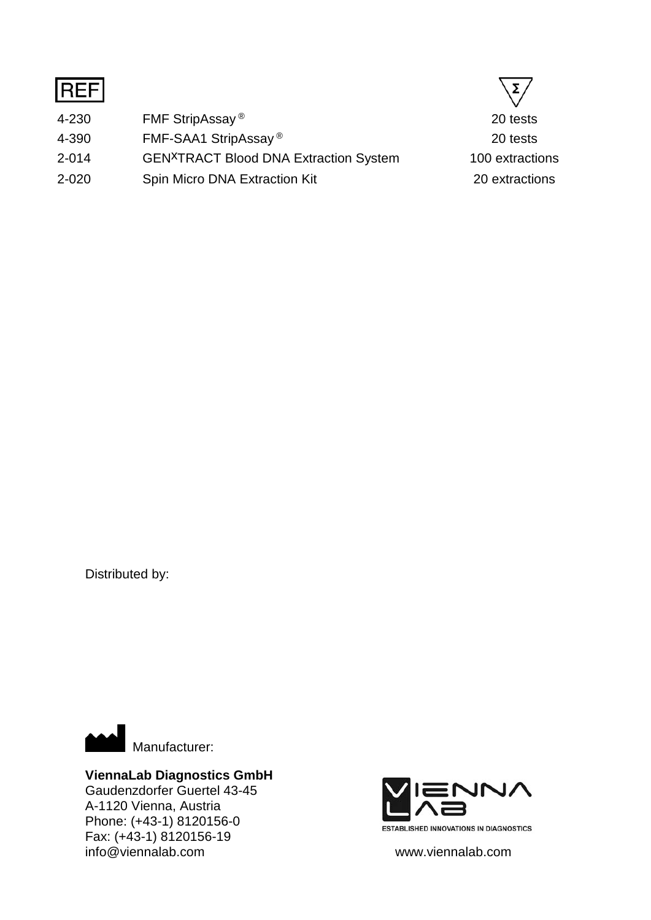| REF | | Σ |
|---|---|---|
| 4-230 | FMF StripAssay® | 20 tests |
| 4-390 | FMF-SAA1 StripAssay® | 20 tests |
| 2-014 | GEN$^{X}$TRACT Blood DNA Extraction System | 100 extractions |
| 2-020 | Spin Micro DNA Extraction Kit | 20 extractions |

Distributed by:

Manufacturer:

**ViennaLab Diagnostics GmbH**
Gaudenzdorfer Guertel 43-45
A-1120 Vienna, Austria
Phone: (+43-1) 8120156-0
Fax: (+43-1) 8120156-19
info@viennalab.com

VIENNA LAB
ESTABLISHED INNOVATIONS IN DIAGNOSTICS

www.viennalab.com